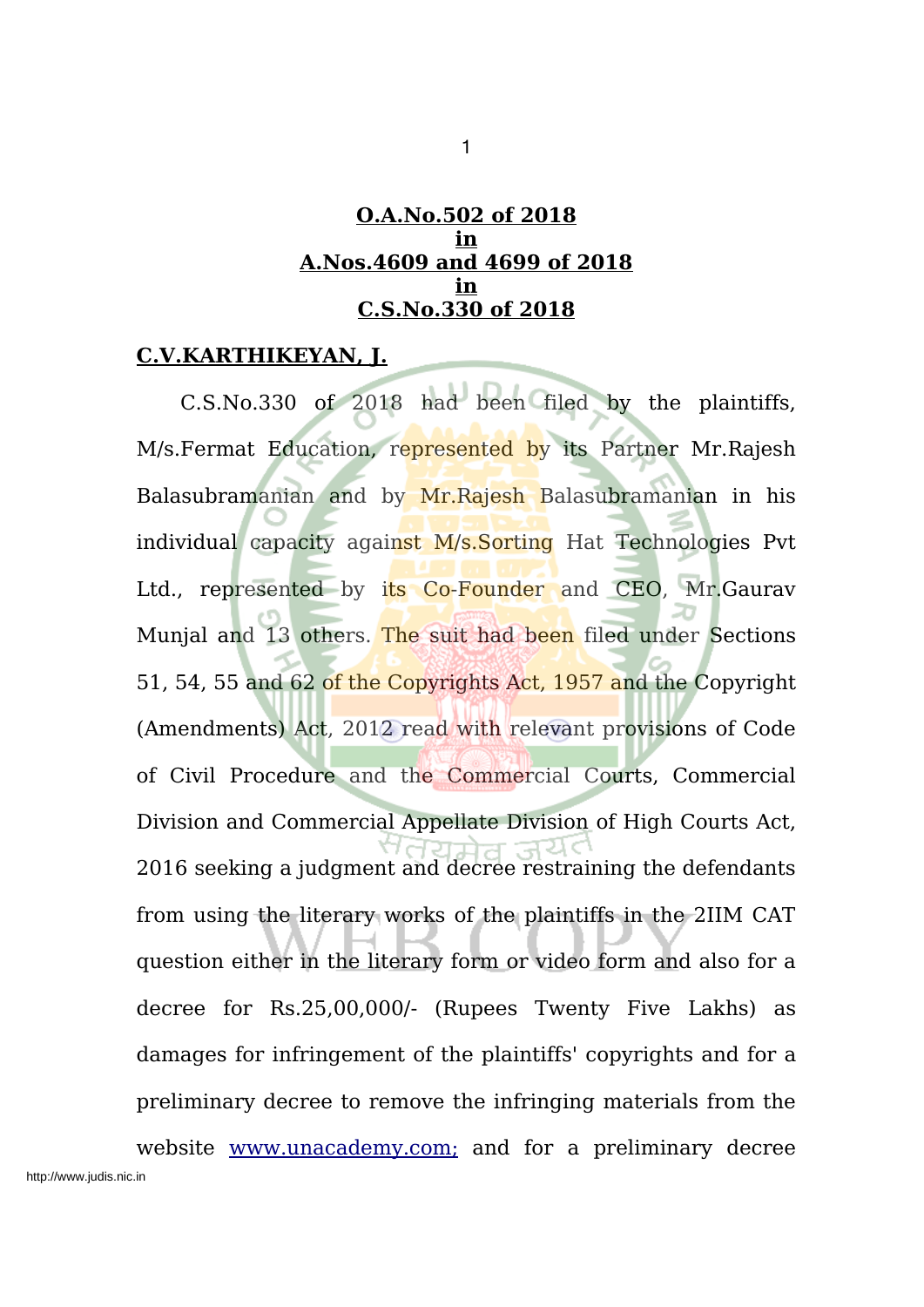**O.A.No.502 of 2018**
**in**
**A.Nos.4609 and 4699 of 2018**
**in**
**C.S.No.330 of 2018**

**C.V.KARTHIKEYAN, J.**

C.S.No.330 of 2018 had been filed by the plaintiffs, M/s.Fermat Education, represented by its Partner Mr.Rajesh Balasubramanian and by Mr.Rajesh Balasubramanian in his individual capacity against M/s.Sorting Hat Technologies Pvt Ltd., represented by its Co-Founder and CEO, Mr.Gaurav Munjal and 13 others. The suit had been filed under Sections 51, 54, 55 and 62 of the Copyrights Act, 1957 and the Copyright (Amendments) Act, 2012 read with relevant provisions of Code of Civil Procedure and the Commercial Courts, Commercial Division and Commercial Appellate Division of High Courts Act, 2016 seeking a judgment and decree restraining the defendants from using the literary works of the plaintiffs in the 2IIM CAT question either in the literary form or video form and also for a decree for Rs.25,00,000/- (Rupees Twenty Five Lakhs) as damages for infringement of the plaintiffs' copyrights and for a preliminary decree to remove the infringing materials from the website www.unacademy.com; and for a preliminary decree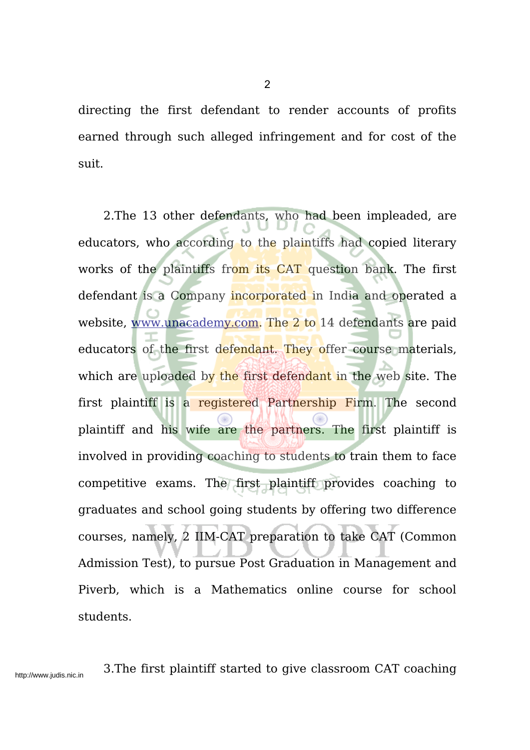directing the first defendant to render accounts of profits earned through such alleged infringement and for cost of the suit.

2.The 13 other defendants, who had been impleaded, are educators, who according to the plaintiffs had copied literary works of the plaintiffs from its CAT question bank. The first defendant is a Company incorporated in India and operated a website, www.unacademy.com. The 2 to 14 defendants are paid educators of the first defendant. They offer course materials, which are uploaded by the first defendant in the web site. The first plaintiff is a registered Partnership Firm. The second plaintiff and his wife are the partners. The first plaintiff is involved in providing coaching to students to train them to face competitive exams. The first plaintiff provides coaching to graduates and school going students by offering two difference courses, namely, 2 IIM-CAT preparation to take CAT (Common Admission Test), to pursue Post Graduation in Management and Piverb, which is a Mathematics online course for school students.

3.The first plaintiff started to give classroom CAT coaching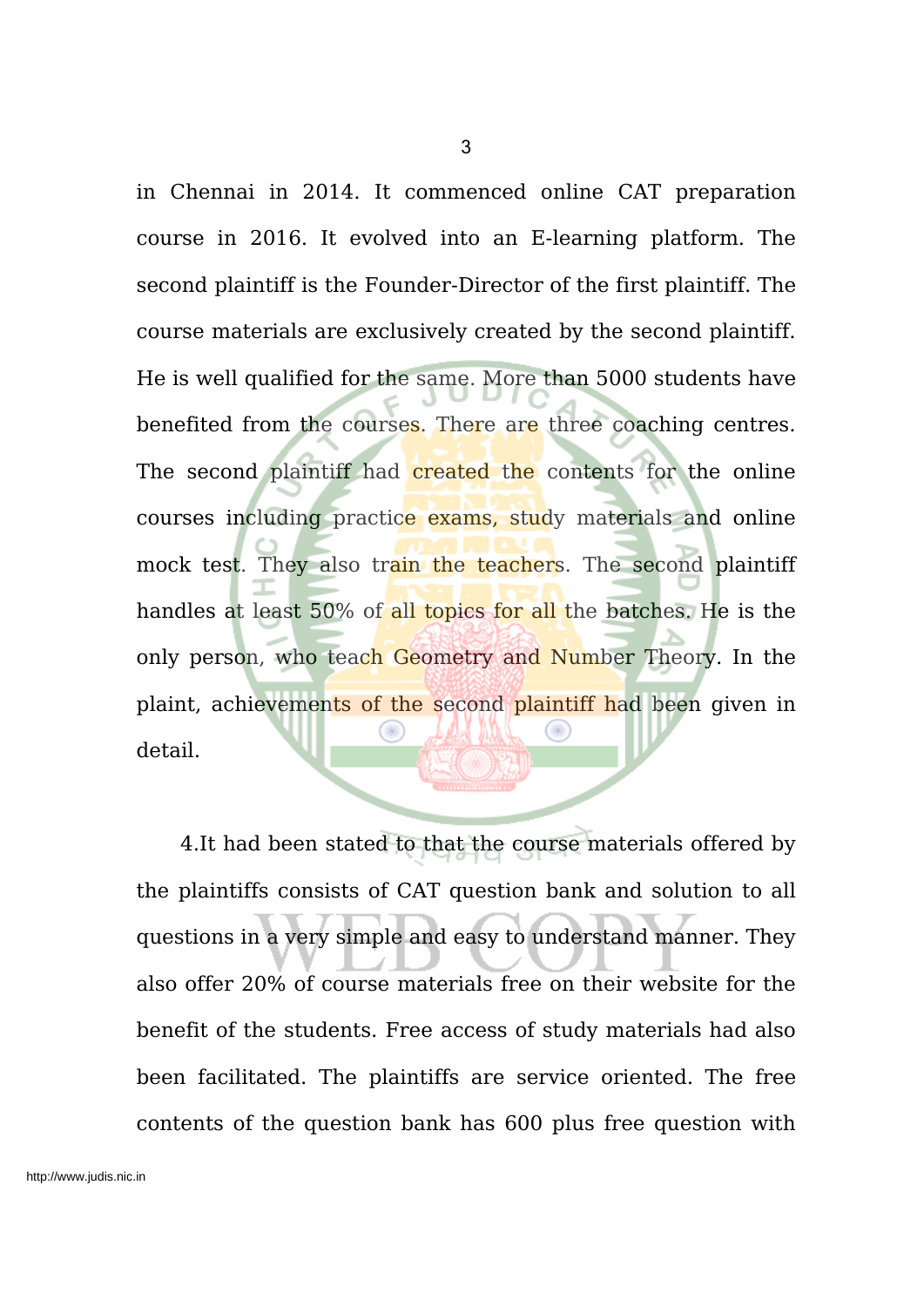in Chennai in 2014. It commenced online CAT preparation course in 2016. It evolved into an E-learning platform. The second plaintiff is the Founder-Director of the first plaintiff. The course materials are exclusively created by the second plaintiff. He is well qualified for the same. More than 5000 students have benefited from the courses. There are three coaching centres. The second plaintiff had created the contents for the online courses including practice exams, study materials and online mock test. They also train the teachers. The second plaintiff handles at least 50% of all topics for all the batches. He is the only person, who teach Geometry and Number Theory. In the plaint, achievements of the second plaintiff had been given in detail.

4.It had been stated to that the course materials offered by the plaintiffs consists of CAT question bank and solution to all questions in a very simple and easy to understand manner. They also offer 20% of course materials free on their website for the benefit of the students. Free access of study materials had also been facilitated. The plaintiffs are service oriented. The free contents of the question bank has 600 plus free question with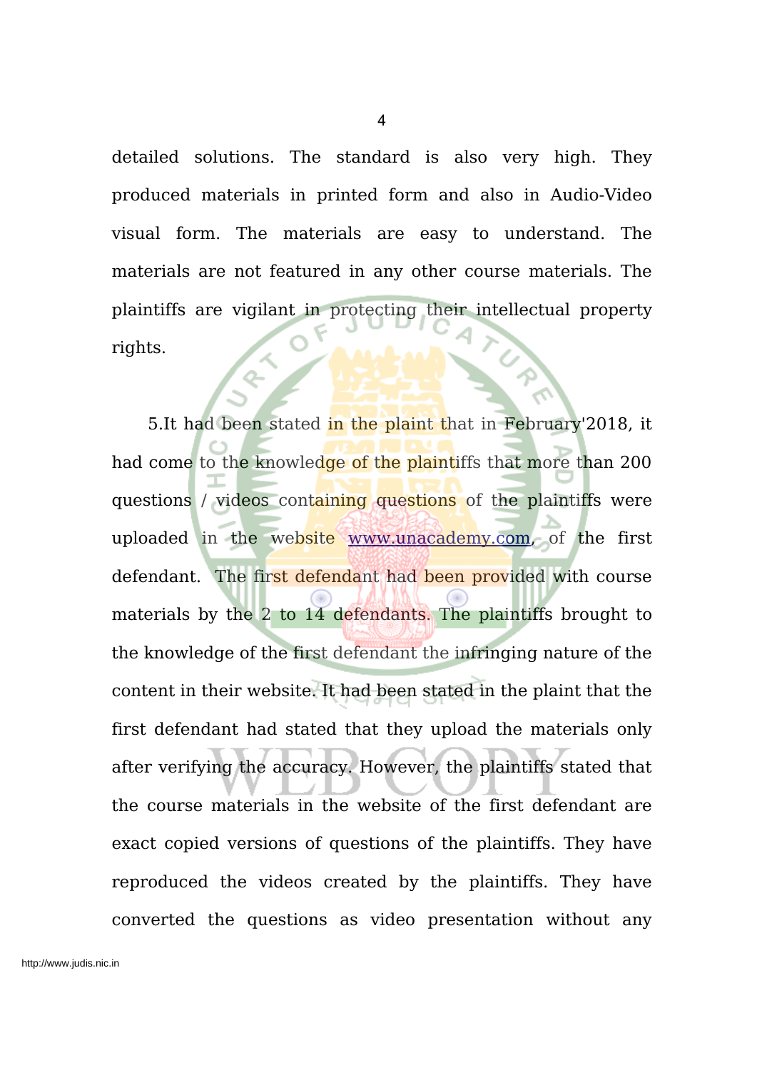detailed solutions. The standard is also very high. They produced materials in printed form and also in Audio-Video visual form. The materials are easy to understand. The materials are not featured in any other course materials. The plaintiffs are vigilant in protecting their intellectual property rights.

5.It had been stated in the plaint that in February'2018, it had come to the knowledge of the plaintiffs that more than 200 questions / videos containing questions of the plaintiffs were uploaded in the website www.unacademy.com, of the first defendant. The first defendant had been provided with course materials by the 2 to 14 defendants. The plaintiffs brought to the knowledge of the first defendant the infringing nature of the content in their website. It had been stated in the plaint that the first defendant had stated that they upload the materials only after verifying the accuracy. However, the plaintiffs stated that the course materials in the website of the first defendant are exact copied versions of questions of the plaintiffs. They have reproduced the videos created by the plaintiffs. They have converted the questions as video presentation without any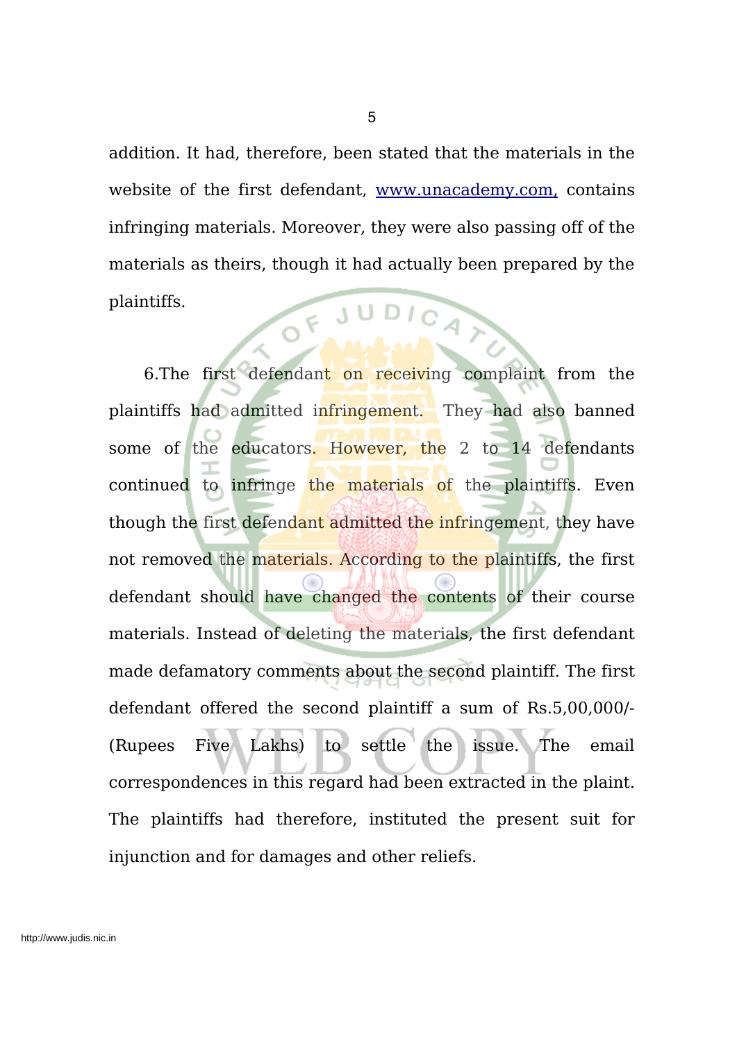addition. It had, therefore, been stated that the materials in the website of the first defendant, [www.unacademy.com,](http://www.unacademy.com) contains infringing materials. Moreover, they were also passing off of the materials as theirs, though it had actually been prepared by the plaintiffs.

6.The first defendant on receiving complaint from the plaintiffs had admitted infringement. They had also banned some of the educators. However, the 2 to 14 defendants continued to infringe the materials of the plaintiffs. Even though the first defendant admitted the infringement, they have not removed the materials. According to the plaintiffs, the first defendant should have changed the contents of their course materials. Instead of deleting the materials, the first defendant made defamatory comments about the second plaintiff. The first defendant offered the second plaintiff a sum of Rs.5,00,000/- (Rupees Five Lakhs) to settle the issue. The email correspondences in this regard had been extracted in the plaint. The plaintiffs had therefore, instituted the present suit for injunction and for damages and other reliefs.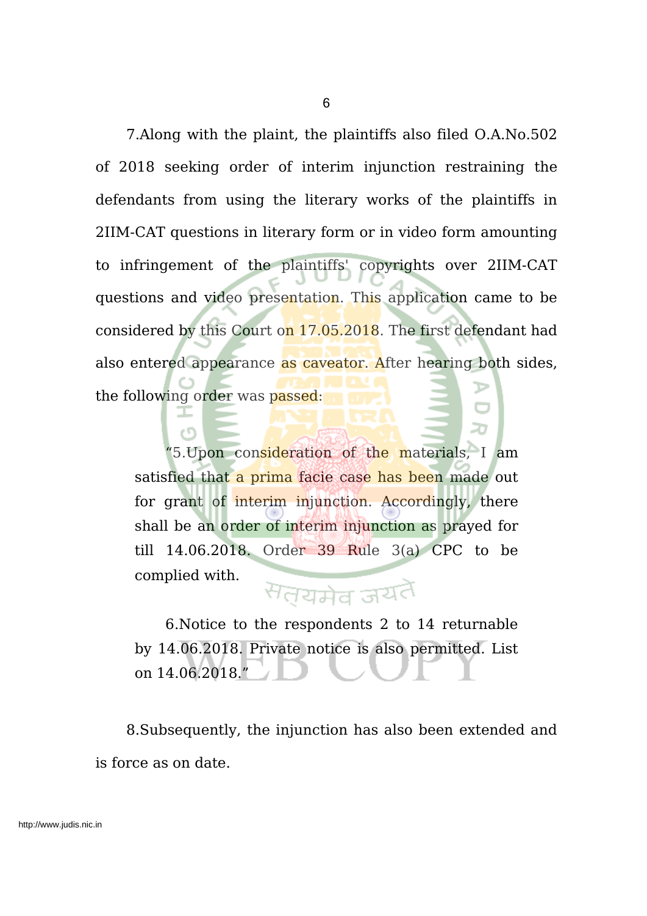7.Along with the plaint, the plaintiffs also filed O.A.No.502 of 2018 seeking order of interim injunction restraining the defendants from using the literary works of the plaintiffs in 2IIM-CAT questions in literary form or in video form amounting to infringement of the plaintiffs' copyrights over 2IIM-CAT questions and video presentation. This application came to be considered by this Court on 17.05.2018. The first defendant had also entered appearance as caveator. After hearing both sides, the following order was passed:

> "5.Upon consideration of the materials, I am satisfied that a prima facie case has been made out for grant of interim injunction. Accordingly, there shall be an order of interim injunction as prayed for till 14.06.2018. Order 39 Rule 3(a) CPC to be complied with.
>
> 6.Notice to the respondents 2 to 14 returnable by 14.06.2018. Private notice is also permitted. List on 14.06.2018."

8.Subsequently, the injunction has also been extended and is force as on date.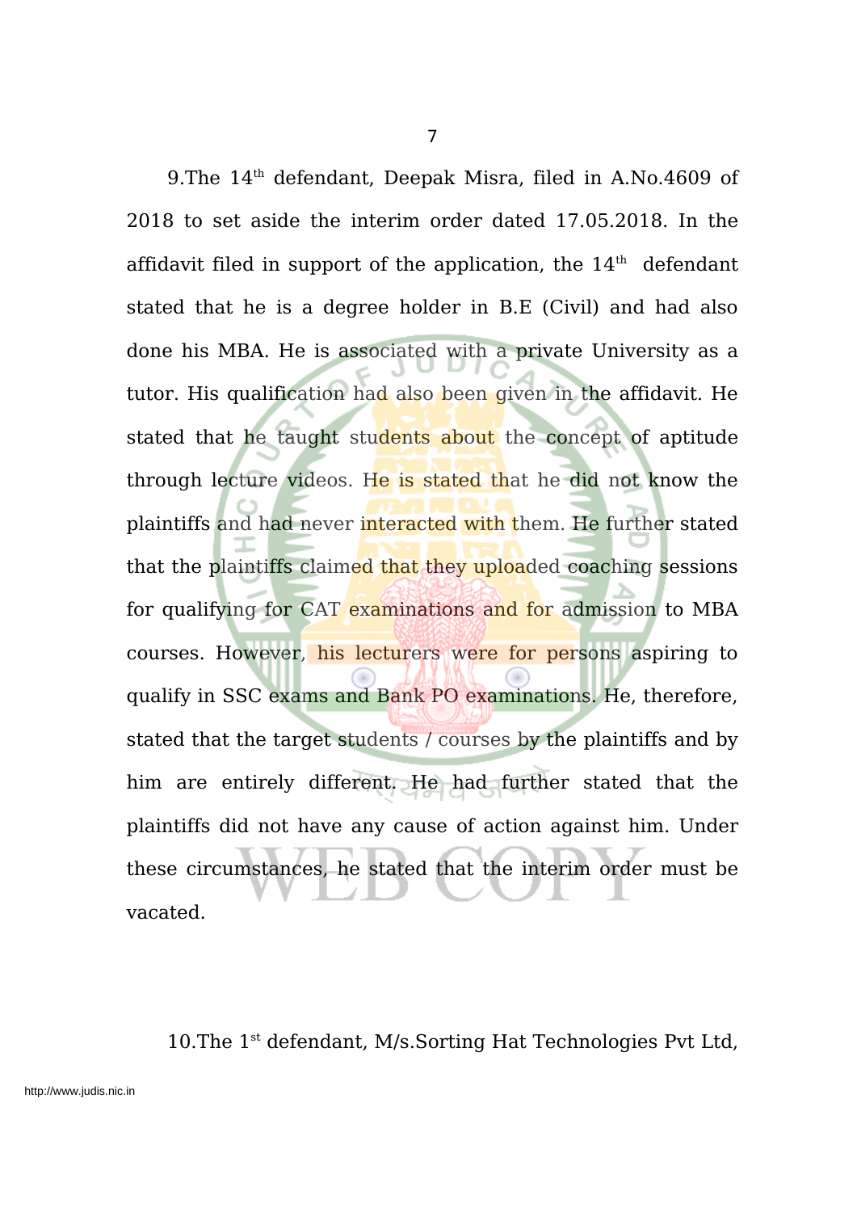9.The 14th defendant, Deepak Misra, filed in A.No.4609 of 2018 to set aside the interim order dated 17.05.2018. In the affidavit filed in support of the application, the 14th defendant stated that he is a degree holder in B.E (Civil) and had also done his MBA. He is associated with a private University as a tutor. His qualification had also been given in the affidavit. He stated that he taught students about the concept of aptitude through lecture videos. He is stated that he did not know the plaintiffs and had never interacted with them. He further stated that the plaintiffs claimed that they uploaded coaching sessions for qualifying for CAT examinations and for admission to MBA courses. However, his lecturers were for persons aspiring to qualify in SSC exams and Bank PO examinations. He, therefore, stated that the target students / courses by the plaintiffs and by him are entirely different. He had further stated that the plaintiffs did not have any cause of action against him. Under these circumstances, he stated that the interim order must be vacated.

10.The 1st defendant, M/s.Sorting Hat Technologies Pvt Ltd,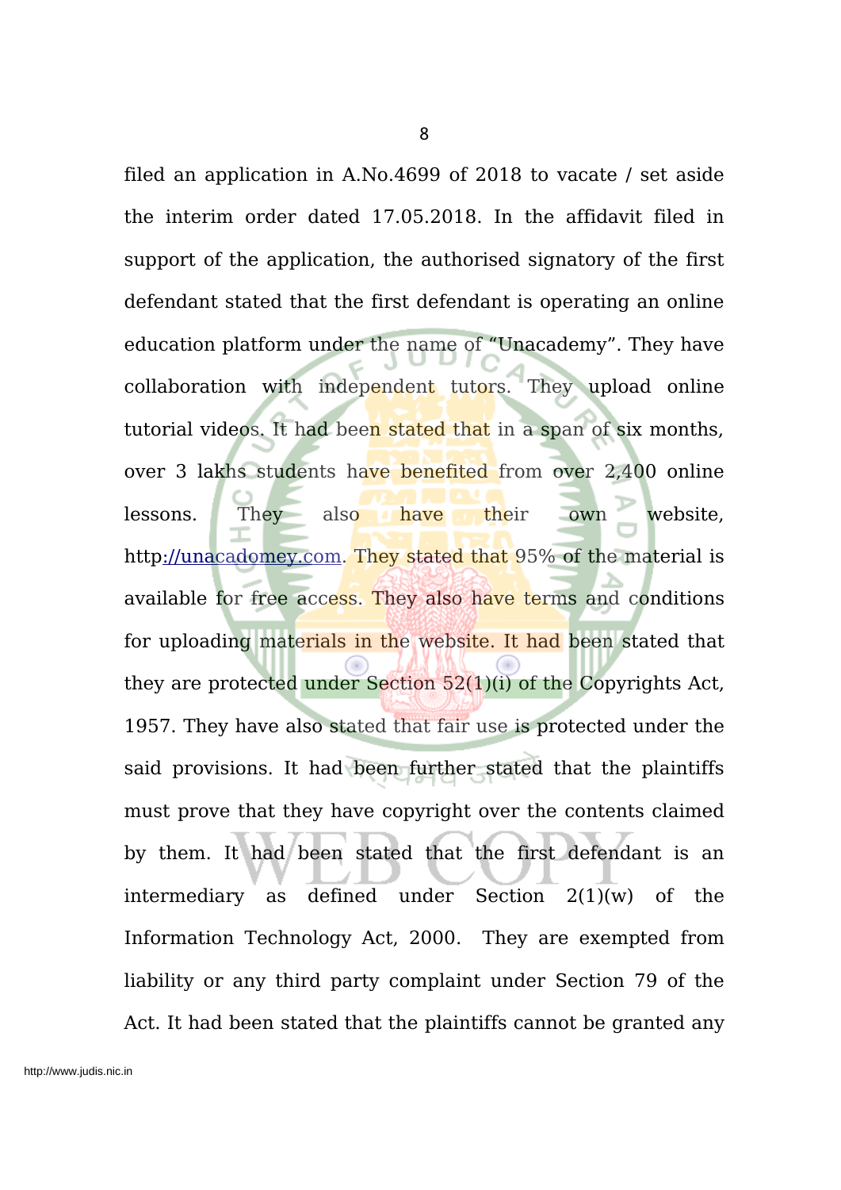filed an application in A.No.4699 of 2018 to vacate / set aside the interim order dated 17.05.2018. In the affidavit filed in support of the application, the authorised signatory of the first defendant stated that the first defendant is operating an online education platform under the name of "Unacademy". They have collaboration with independent tutors. They upload online tutorial videos. It had been stated that in a span of six months, over 3 lakhs students have benefited from over 2,400 online lessons. They also have their own website, http://unacadomey.com. They stated that 95% of the material is available for free access. They also have terms and conditions for uploading materials in the website. It had been stated that they are protected under Section 52(1)(i) of the Copyrights Act, 1957. They have also stated that fair use is protected under the said provisions. It had been further stated that the plaintiffs must prove that they have copyright over the contents claimed by them. It had been stated that the first defendant is an intermediary as defined under Section 2(1)(w) of the Information Technology Act, 2000. They are exempted from liability or any third party complaint under Section 79 of the Act. It had been stated that the plaintiffs cannot be granted any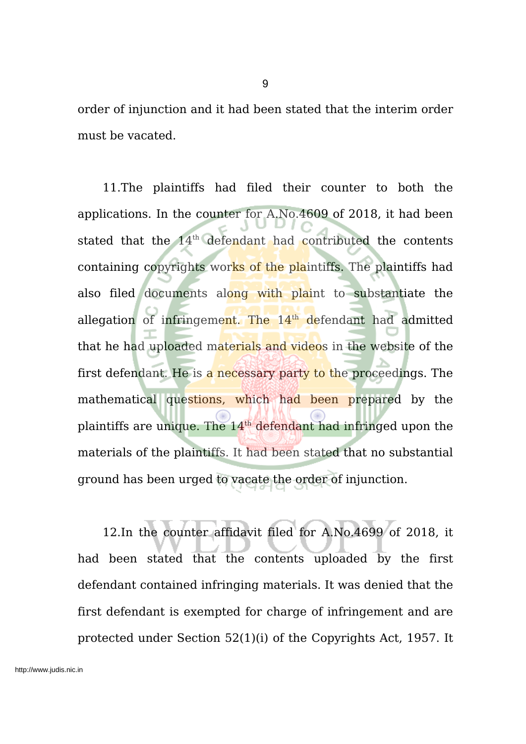order of injunction and it had been stated that the interim order must be vacated.

11.The plaintiffs had filed their counter to both the applications. In the counter for A.No.4609 of 2018, it had been stated that the 14th defendant had contributed the contents containing copyrights works of the plaintiffs. The plaintiffs had also filed documents along with plaint to substantiate the allegation of infringement. The 14th defendant had admitted that he had uploaded materials and videos in the website of the first defendant. He is a necessary party to the proceedings. The mathematical questions, which had been prepared by the plaintiffs are unique. The 14th defendant had infringed upon the materials of the plaintiffs. It had been stated that no substantial ground has been urged to vacate the order of injunction.

12.In the counter affidavit filed for A.No.4699 of 2018, it had been stated that the contents uploaded by the first defendant contained infringing materials. It was denied that the first defendant is exempted for charge of infringement and are protected under Section 52(1)(i) of the Copyrights Act, 1957. It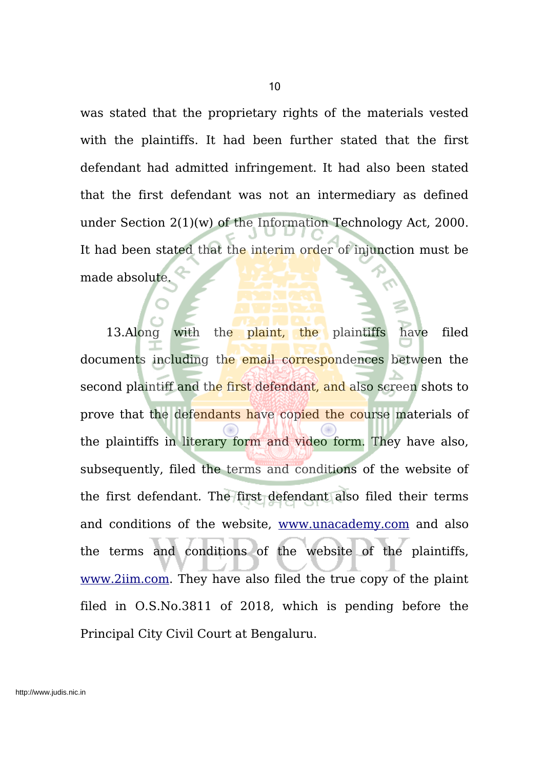was stated that the proprietary rights of the materials vested with the plaintiffs. It had been further stated that the first defendant had admitted infringement. It had also been stated that the first defendant was not an intermediary as defined under Section 2(1)(w) of the Information Technology Act, 2000. It had been stated that the interim order of injunction must be made absolute.

13.Along with the plaint, the plaintiffs have filed documents including the email correspondences between the second plaintiff and the first defendant, and also screen shots to prove that the defendants have copied the course materials of the plaintiffs in literary form and video form. They have also, subsequently, filed the terms and conditions of the website of the first defendant. The first defendant also filed their terms and conditions of the website, www.unacademy.com and also the terms and conditions of the website of the plaintiffs, www.2iim.com. They have also filed the true copy of the plaint filed in O.S.No.3811 of 2018, which is pending before the Principal City Civil Court at Bengaluru.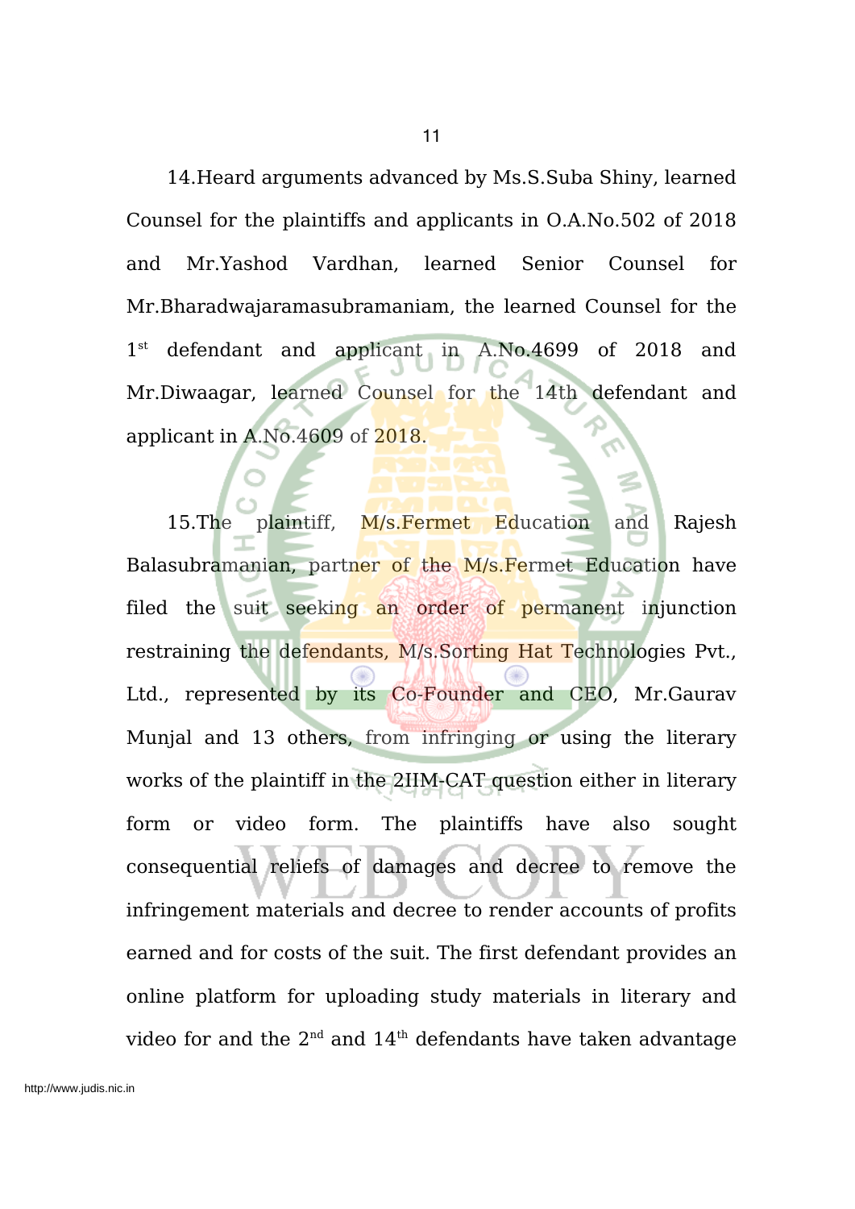14.Heard arguments advanced by Ms.S.Suba Shiny, learned Counsel for the plaintiffs and applicants in O.A.No.502 of 2018 and Mr.Yashod Vardhan, learned Senior Counsel for Mr.Bharadwajaramasubramaniam, the learned Counsel for the 1st defendant and applicant in A.No.4699 of 2018 and Mr.Diwaagar, learned Counsel for the 14th defendant and applicant in A.No.4609 of 2018.

15.The plaintiff, M/s.Fermet Education and Rajesh Balasubramanian, partner of the M/s.Fermet Education have filed the suit seeking an order of permanent injunction restraining the defendants, M/s.Sorting Hat Technologies Pvt., Ltd., represented by its Co-Founder and CEO, Mr.Gaurav Munjal and 13 others, from infringing or using the literary works of the plaintiff in the 2IIM-CAT question either in literary form or video form. The plaintiffs have also sought consequential reliefs of damages and decree to remove the infringement materials and decree to render accounts of profits earned and for costs of the suit. The first defendant provides an online platform for uploading study materials in literary and video for and the 2nd and 14th defendants have taken advantage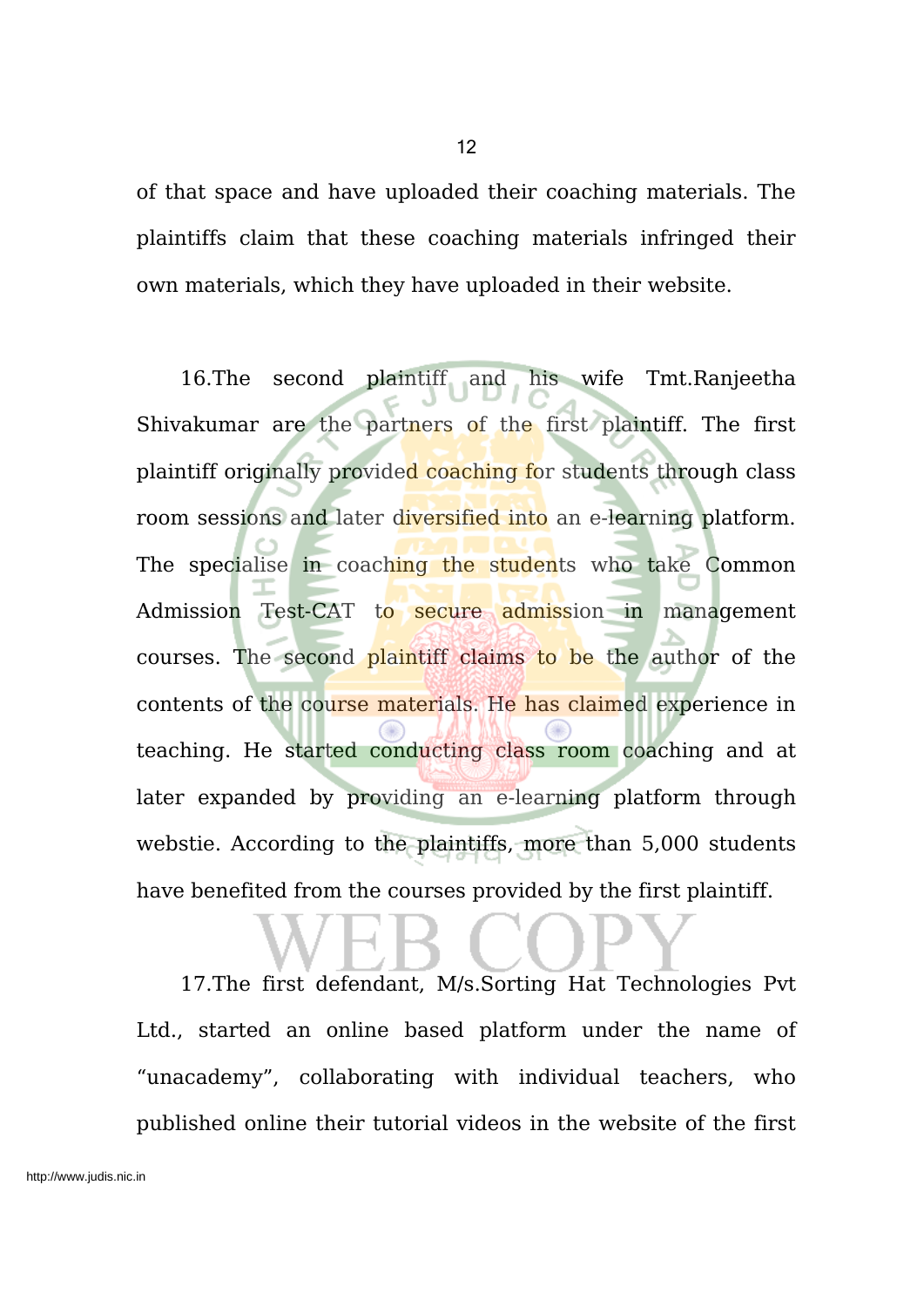of that space and have uploaded their coaching materials. The plaintiffs claim that these coaching materials infringed their own materials, which they have uploaded in their website.

16.The second plaintiff and his wife Tmt.Ranjeetha Shivakumar are the partners of the first plaintiff. The first plaintiff originally provided coaching for students through class room sessions and later diversified into an e-learning platform. The specialise in coaching the students who take Common Admission Test-CAT to secure admission in management courses. The second plaintiff claims to be the author of the contents of the course materials. He has claimed experience in teaching. He started conducting class room coaching and at later expanded by providing an e-learning platform through webstie. According to the plaintiffs, more than 5,000 students have benefited from the courses provided by the first plaintiff.

17.The first defendant, M/s.Sorting Hat Technologies Pvt Ltd., started an online based platform under the name of "unacademy", collaborating with individual teachers, who published online their tutorial videos in the website of the first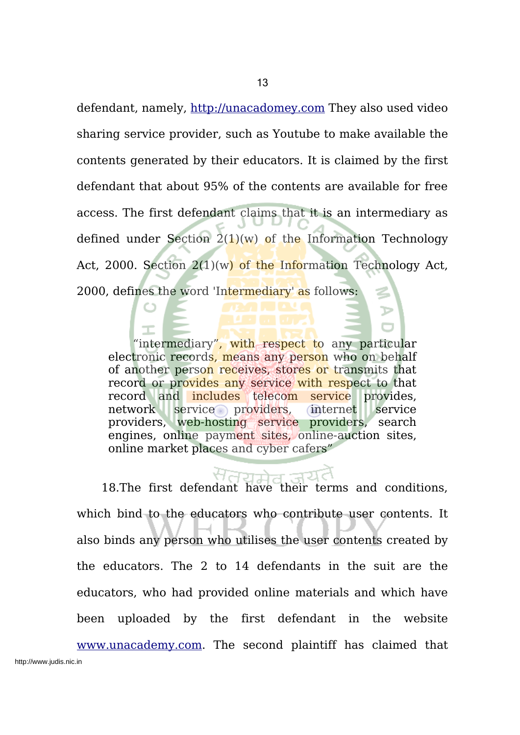defendant, namely, http://unacadomey.com They also used video sharing service provider, such as Youtube to make available the contents generated by their educators. It is claimed by the first defendant that about 95% of the contents are available for free access. The first defendant claims that it is an intermediary as defined under Section 2(1)(w) of the Information Technology Act, 2000. Section 2(1)(w) of the Information Technology Act, 2000, defines the word 'Intermediary' as follows:

> "intermediary", with respect to any particular electronic records, means any person who on behalf of another person receives, stores or transmits that record or provides any service with respect to that record and includes telecom service provides, network service providers, internet service providers, web-hosting service providers, search engines, online payment sites, online-auction sites, online market places and cyber cafers"

18.The first defendant have their terms and conditions, which bind to the educators who contribute user contents. It also binds any person who utilises the user contents created by the educators. The 2 to 14 defendants in the suit are the educators, who had provided online materials and which have been uploaded by the first defendant in the website www.unacademy.com. The second plaintiff has claimed that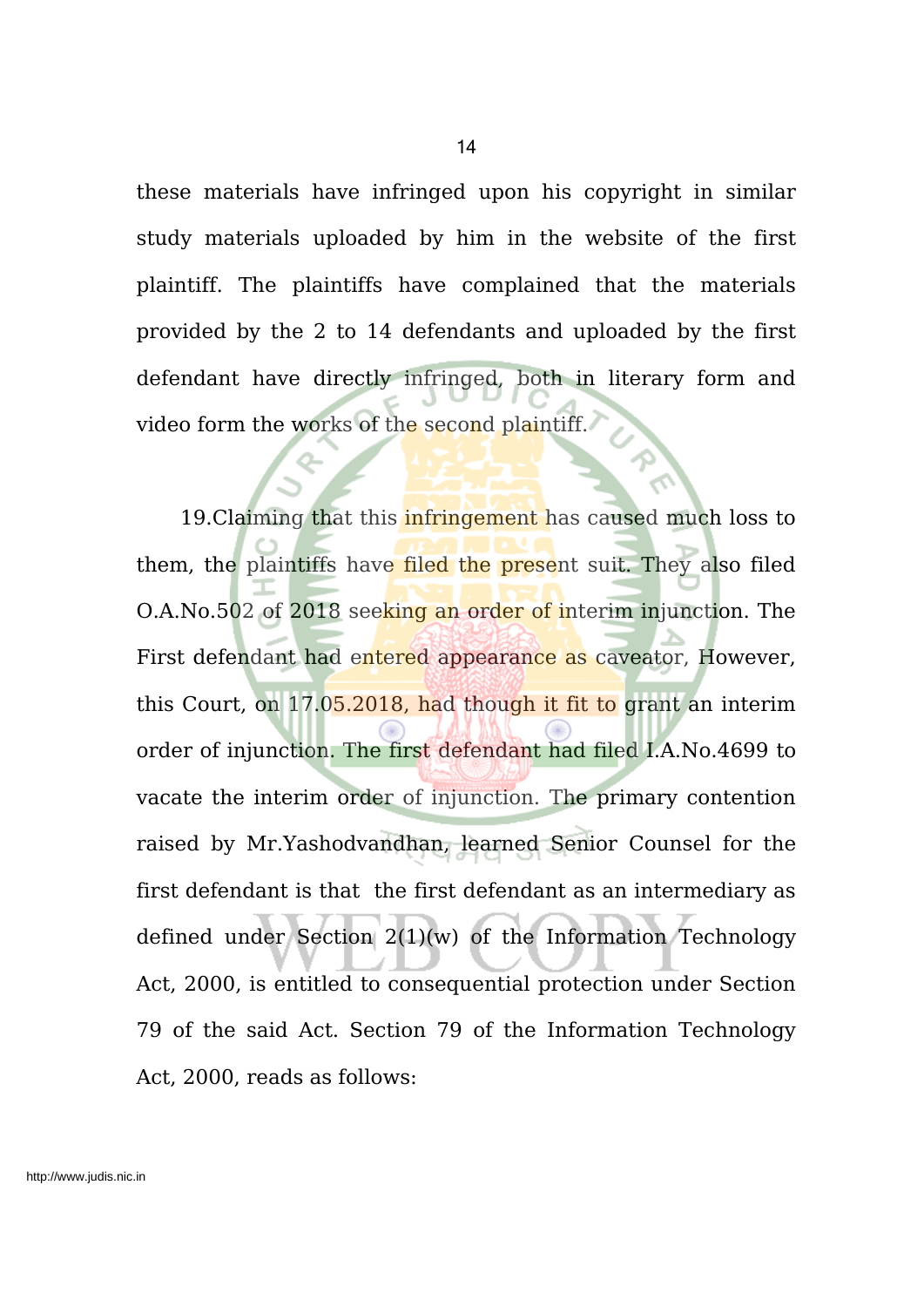these materials have infringed upon his copyright in similar study materials uploaded by him in the website of the first plaintiff. The plaintiffs have complained that the materials provided by the 2 to 14 defendants and uploaded by the first defendant have directly infringed, both in literary form and video form the works of the second plaintiff.

19.Claiming that this infringement has caused much loss to them, the plaintiffs have filed the present suit. They also filed O.A.No.502 of 2018 seeking an order of interim injunction. The First defendant had entered appearance as caveator, However, this Court, on 17.05.2018, had though it fit to grant an interim order of injunction. The first defendant had filed I.A.No.4699 to vacate the interim order of injunction. The primary contention raised by Mr.Yashodvandhan, learned Senior Counsel for the first defendant is that the first defendant as an intermediary as defined under Section 2(1)(w) of the Information Technology Act, 2000, is entitled to consequential protection under Section 79 of the said Act. Section 79 of the Information Technology Act, 2000, reads as follows: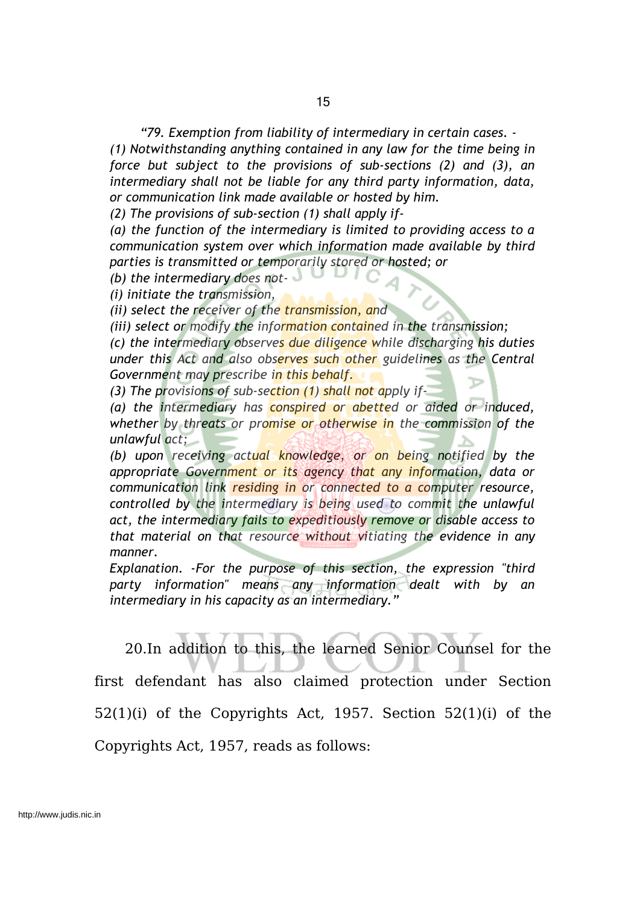*“79. Exemption from liability of intermediary in certain cases. -*
*(1) Notwithstanding anything contained in any law for the time being in force but subject to the provisions of sub-sections (2) and (3), an intermediary shall not be liable for any third party information, data, or communication link made available or hosted by him.*
*(2) The provisions of sub-section (1) shall apply if-*
*(a) the function of the intermediary is limited to providing access to a communication system over which information made available by third parties is transmitted or temporarily stored or hosted; or*
*(b) the intermediary does not-*
*(i) initiate the transmission,*
*(ii) select the receiver of the transmission, and*
*(iii) select or modify the information contained in the transmission;*
*(c) the intermediary observes due diligence while discharging his duties under this Act and also observes such other guidelines as the Central Government may prescribe in this behalf.*
*(3) The provisions of sub-section (1) shall not apply if-*
*(a) the intermediary has conspired or abetted or aided or induced, whether by threats or promise or otherwise in the commission of the unlawful act;*
*(b) upon receiving actual knowledge, or on being notified by the appropriate Government or its agency that any information, data or communication link residing in or connected to a computer resource, controlled by the intermediary is being used to commit the unlawful act, the intermediary fails to expeditiously remove or disable access to that material on that resource without vitiating the evidence in any manner.*
*Explanation. -For the purpose of this section, the expression "third party information" means any information dealt with by an intermediary in his capacity as an intermediary.”*

20.In addition to this, the learned Senior Counsel for the first defendant has also claimed protection under Section 52(1)(i) of the Copyrights Act, 1957. Section 52(1)(i) of the Copyrights Act, 1957, reads as follows: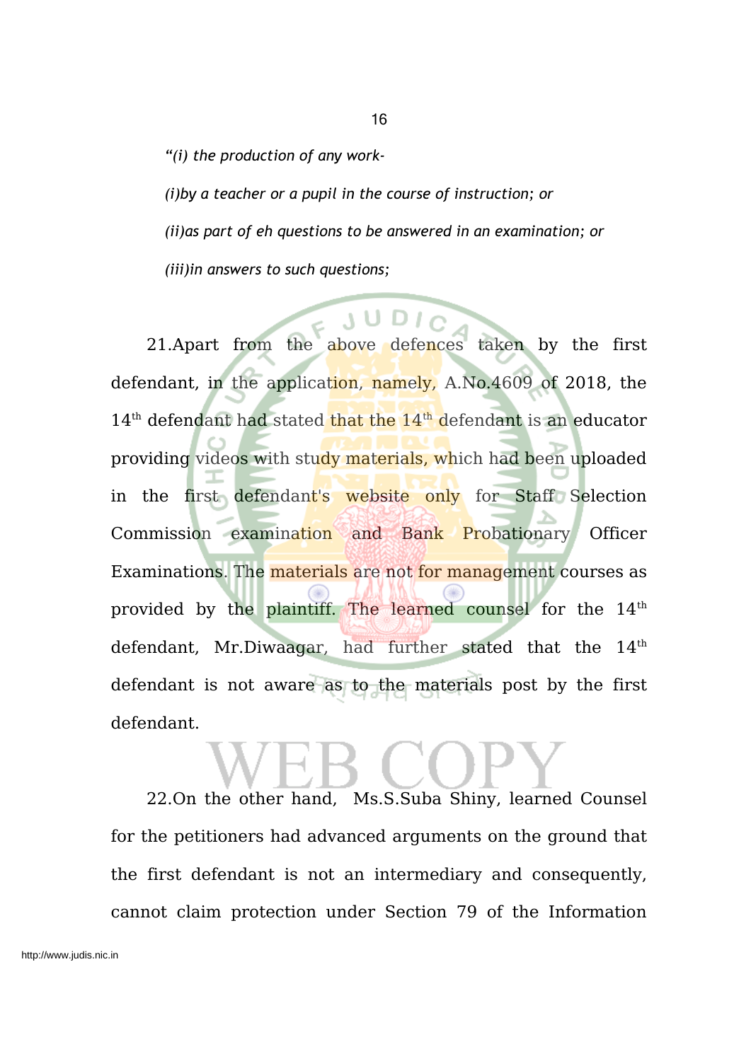*"(i) the production of any work-*

*(i)by a teacher or a pupil in the course of instruction; or*

*(ii)as part of eh questions to be answered in an examination; or*

*(iii)in answers to such questions;*

21.Apart from the above defences taken by the first defendant, in the application, namely, A.No.4609 of 2018, the 14th defendant had stated that the 14th defendant is an educator providing videos with study materials, which had been uploaded in the first defendant's website only for Staff Selection Commission examination and Bank Probationary Officer Examinations. The materials are not for management courses as provided by the plaintiff. The learned counsel for the 14th defendant, Mr.Diwaagar, had further stated that the 14th defendant is not aware as to the materials post by the first defendant.

22.On the other hand, Ms.S.Suba Shiny, learned Counsel for the petitioners had advanced arguments on the ground that the first defendant is not an intermediary and consequently, cannot claim protection under Section 79 of the Information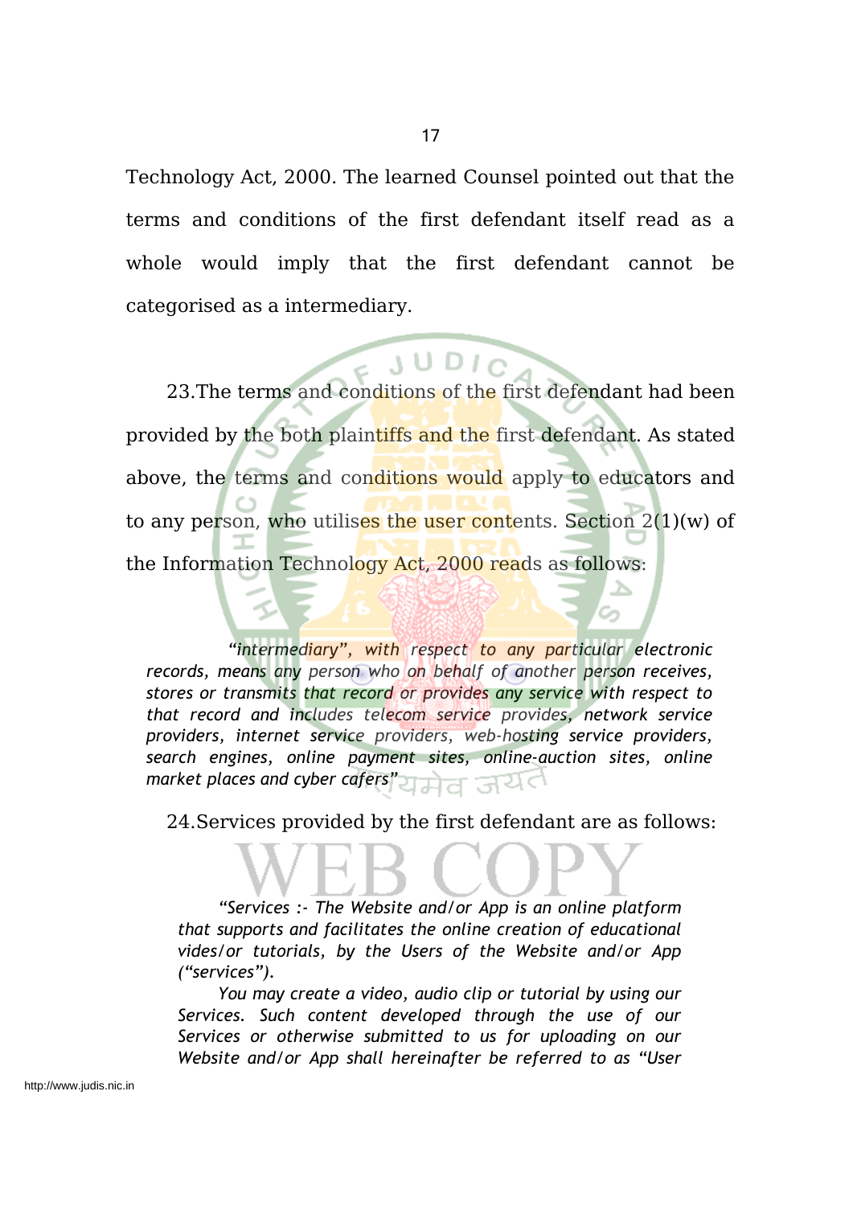Technology Act, 2000. The learned Counsel pointed out that the terms and conditions of the first defendant itself read as a whole would imply that the first defendant cannot be categorised as a intermediary.

23.The terms and conditions of the first defendant had been provided by the both plaintiffs and the first defendant. As stated above, the terms and conditions would apply to educators and to any person, who utilises the user contents. Section 2(1)(w) of the Information Technology Act, 2000 reads as follows:

> *"intermediary", with respect to any particular electronic records, means any person who on behalf of another person receives, stores or transmits that record or provides any service with respect to that record and includes telecom service provides, network service providers, internet service providers, web-hosting service providers, search engines, online payment sites, online-auction sites, online market places and cyber cafers"*

24.Services provided by the first defendant are as follows:

> *"Services :- The Website and/or App is an online platform that supports and facilitates the online creation of educational vides/or tutorials, by the Users of the Website and/or App ("services").*
>
> *You may create a video, audio clip or tutorial by using our Services. Such content developed through the use of our Services or otherwise submitted to us for uploading on our Website and/or App shall hereinafter be referred to as "User*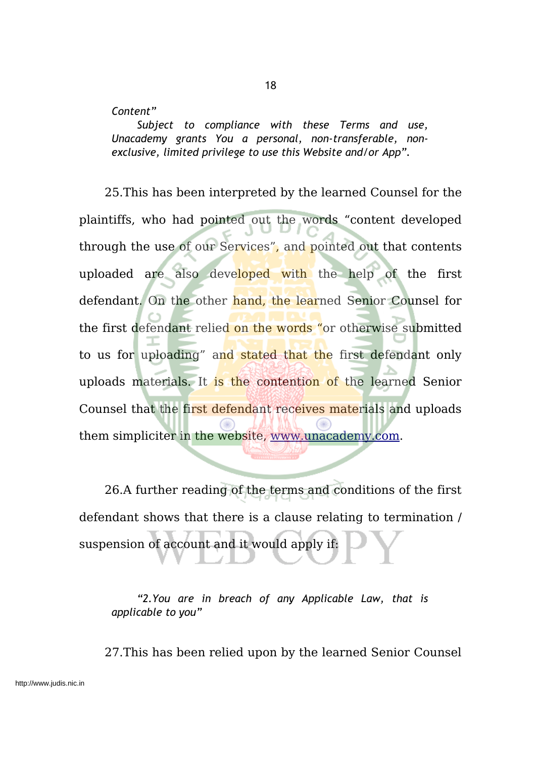*Content"*

*Subject to compliance with these Terms and use, Unacademy grants You a personal, non-transferable, non-exclusive, limited privilege to use this Website and/or App".*

25.This has been interpreted by the learned Counsel for the plaintiffs, who had pointed out the words "content developed through the use of our Services", and pointed out that contents uploaded are also developed with the help of the first defendant. On the other hand, the learned Senior Counsel for the first defendant relied on the words "or otherwise submitted to us for uploading" and stated that the first defendant only uploads materials. It is the contention of the learned Senior Counsel that the first defendant receives materials and uploads them simpliciter in the website, www.unacademy.com.

26.A further reading of the terms and conditions of the first defendant shows that there is a clause relating to termination / suspension of account and it would apply if:

*"2.You are in breach of any Applicable Law, that is applicable to you"*

27.This has been relied upon by the learned Senior Counsel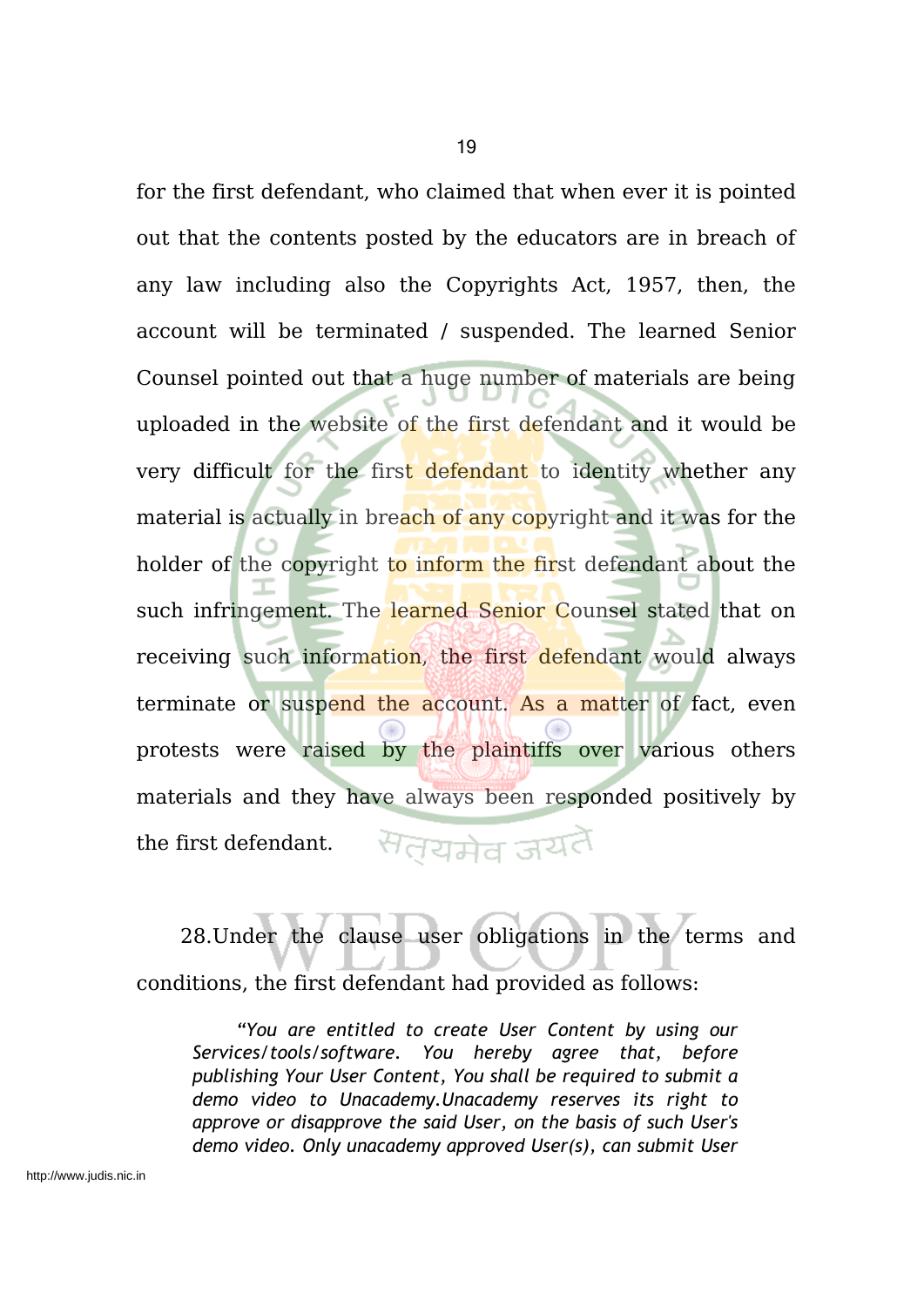for the first defendant, who claimed that when ever it is pointed out that the contents posted by the educators are in breach of any law including also the Copyrights Act, 1957, then, the account will be terminated / suspended. The learned Senior Counsel pointed out that a huge number of materials are being uploaded in the website of the first defendant and it would be very difficult for the first defendant to identity whether any material is actually in breach of any copyright and it was for the holder of the copyright to inform the first defendant about the such infringement. The learned Senior Counsel stated that on receiving such information, the first defendant would always terminate or suspend the account. As a matter of fact, even protests were raised by the plaintiffs over various others materials and they have always been responded positively by the first defendant.

28.Under the clause user obligations in the terms and conditions, the first defendant had provided as follows:

> *"You are entitled to create User Content by using our Services/tools/software. You hereby agree that, before publishing Your User Content, You shall be required to submit a demo video to Unacademy.Unacademy reserves its right to approve or disapprove the said User, on the basis of such User's demo video. Only unacademy approved User(s), can submit User*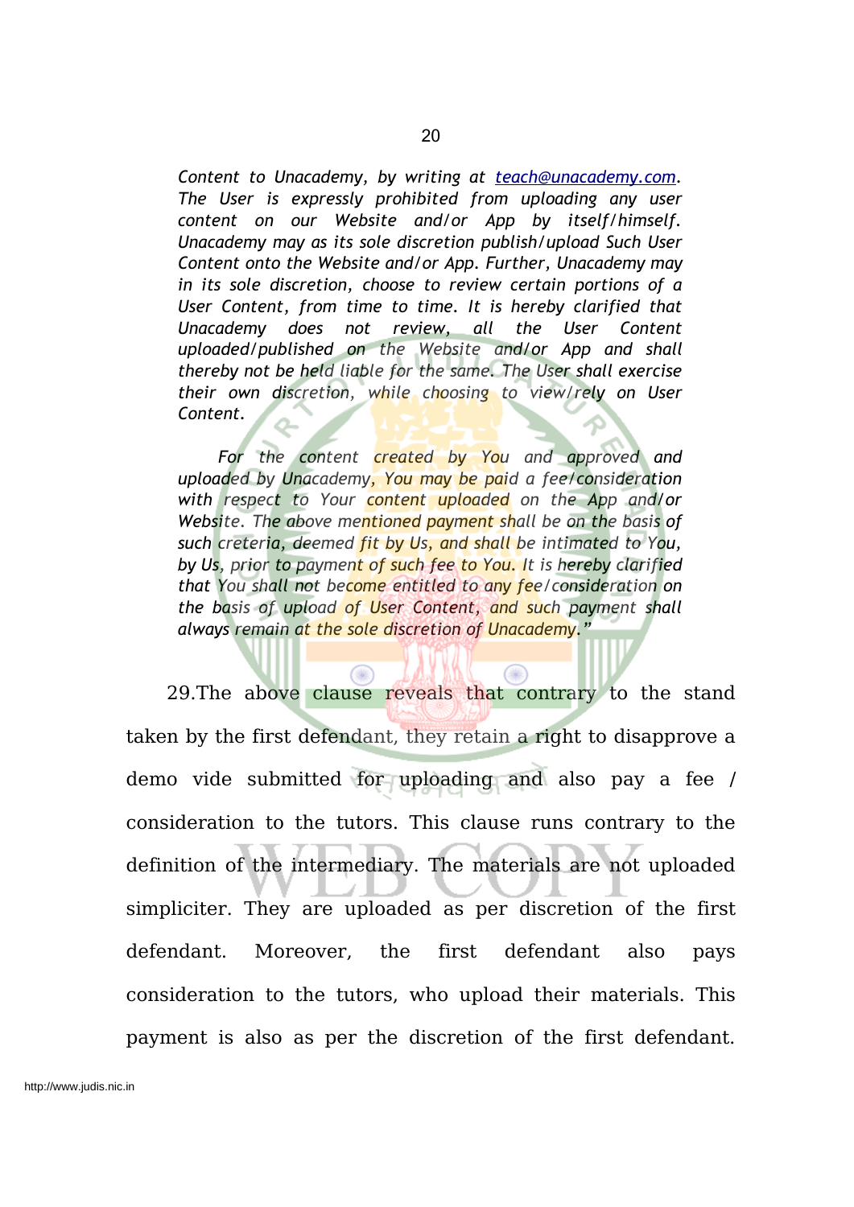*Content to Unacademy, by writing at teach@unacademy.com. The User is expressly prohibited from uploading any user content on our Website and/or App by itself/himself. Unacademy may as its sole discretion publish/upload Such User Content onto the Website and/or App. Further, Unacademy may in its sole discretion, choose to review certain portions of a User Content, from time to time. It is hereby clarified that Unacademy does not review, all the User Content uploaded/published on the Website and/or App and shall thereby not be held liable for the same. The User shall exercise their own discretion, while choosing to view/rely on User Content.*

*For the content created by You and approved and uploaded by Unacademy, You may be paid a fee/consideration with respect to Your content uploaded on the App and/or Website. The above mentioned payment shall be on the basis of such creteria, deemed fit by Us, and shall be intimated to You, by Us, prior to payment of such fee to You. It is hereby clarified that You shall not become entitled to any fee/consideration on the basis of upload of User Content, and such payment shall always remain at the sole discretion of Unacademy."*

29.The above clause reveals that contrary to the stand taken by the first defendant, they retain a right to disapprove a demo vide submitted for uploading and also pay a fee / consideration to the tutors. This clause runs contrary to the definition of the intermediary. The materials are not uploaded simpliciter. They are uploaded as per discretion of the first defendant. Moreover, the first defendant also pays consideration to the tutors, who upload their materials. This payment is also as per the discretion of the first defendant.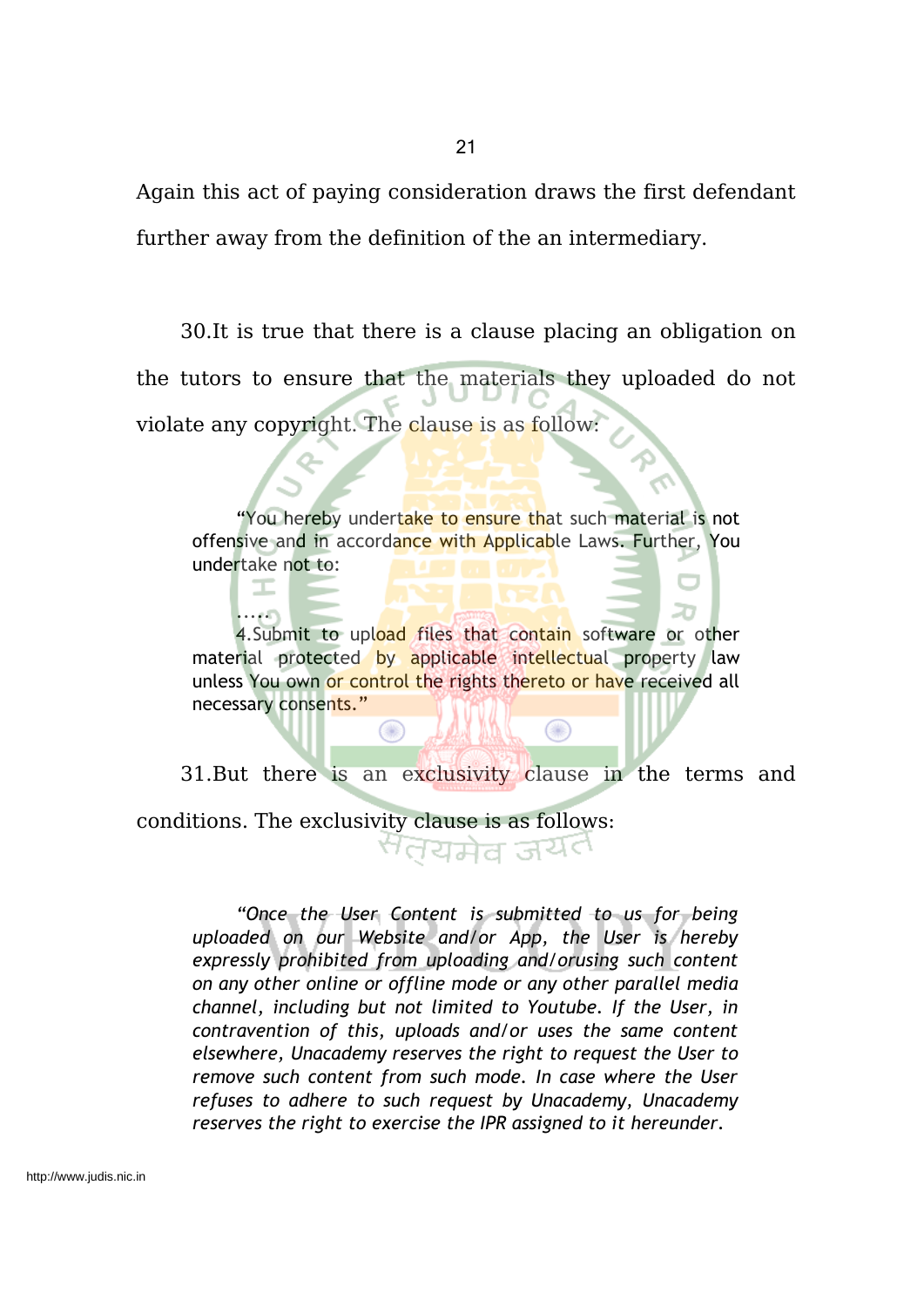Again this act of paying consideration draws the first defendant further away from the definition of the an intermediary.

30.It is true that there is a clause placing an obligation on the tutors to ensure that the materials they uploaded do not violate any copyright. The clause is as follow:

> "You hereby undertake to ensure that such material is not offensive and in accordance with Applicable Laws. Further, You undertake not to:
>
> .....
>
> 4.Submit to upload files that contain software or other material protected by applicable intellectual property law unless You own or control the rights thereto or have received all necessary consents."

31.But there is an exclusivity clause in the terms and conditions. The exclusivity clause is as follows:

> *"Once the User Content is submitted to us for being uploaded on our Website and/or App, the User is hereby expressly prohibited from uploading and/orusing such content on any other online or offline mode or any other parallel media channel, including but not limited to Youtube. If the User, in contravention of this, uploads and/or uses the same content elsewhere, Unacademy reserves the right to request the User to remove such content from such mode. In case where the User refuses to adhere to such request by Unacademy, Unacademy reserves the right to exercise the IPR assigned to it hereunder.*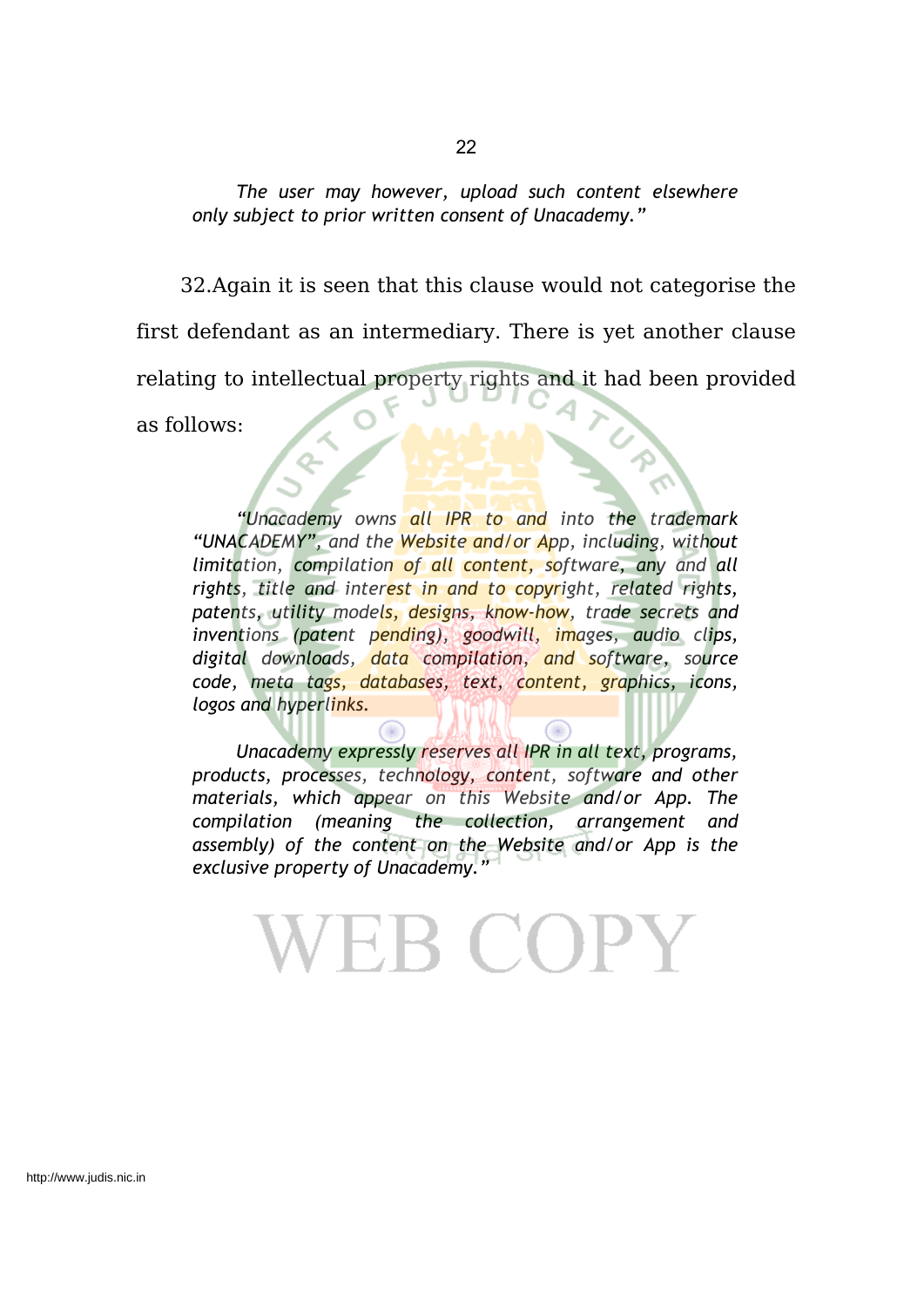*The user may however, upload such content elsewhere only subject to prior written consent of Unacademy."*

32.Again it is seen that this clause would not categorise the first defendant as an intermediary. There is yet another clause relating to intellectual property rights and it had been provided as follows:

*"Unacademy owns all IPR to and into the trademark "UNACADEMY", and the Website and/or App, including, without limitation, compilation of all content, software, any and all rights, title and interest in and to copyright, related rights, patents, utility models, designs, know-how, trade secrets and inventions (patent pending), goodwill, images, audio clips, digital downloads, data compilation, and software, source code, meta tags, databases, text, content, graphics, icons, logos and hyperlinks.*

*Unacademy expressly reserves all IPR in all text, programs, products, processes, technology, content, software and other materials, which appear on this Website and/or App. The compilation (meaning the collection, arrangement and assembly) of the content on the Website and/or App is the exclusive property of Unacademy."*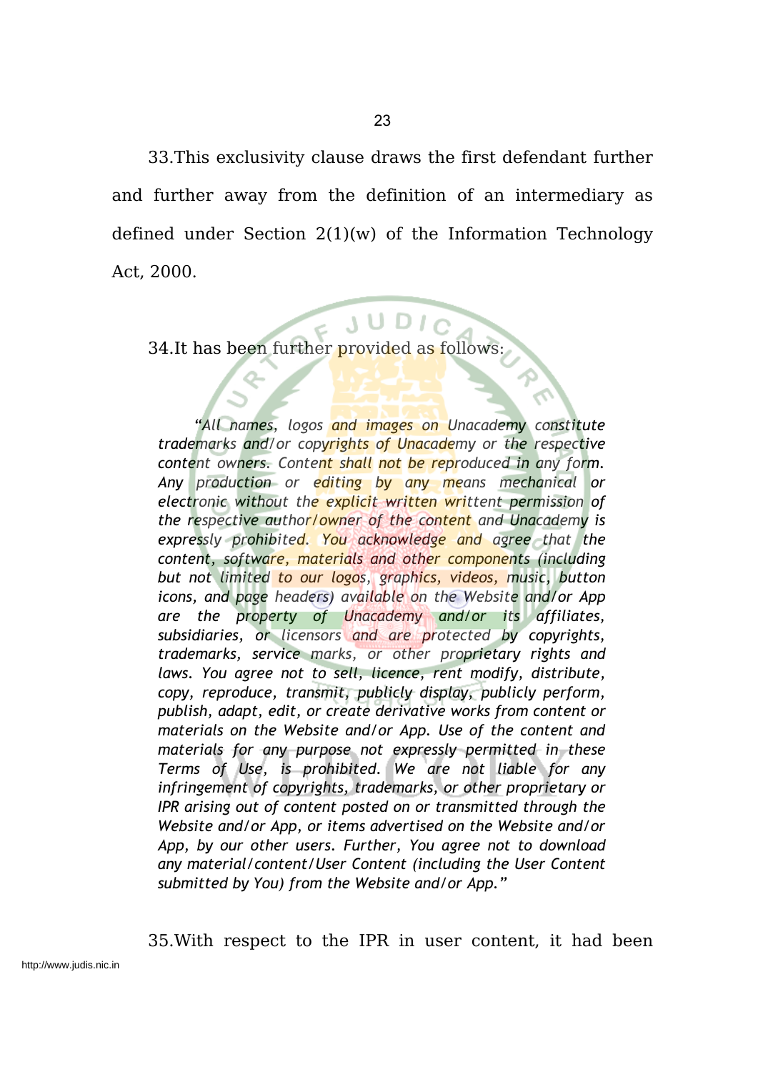33.This exclusivity clause draws the first defendant further and further away from the definition of an intermediary as defined under Section 2(1)(w) of the Information Technology Act, 2000.

34.It has been further provided as follows:

> *"All names, logos and images on Unacademy constitute trademarks and/or copyrights of Unacademy or the respective content owners. Content shall not be reproduced in any form. Any production or editing by any means mechanical or electronic without the explicit written writtent permission of the respective author/owner of the content and Unacademy is expressly prohibited. You acknowledge and agree that the content, software, materials and other components (including but not limited to our logos, graphics, videos, music, button icons, and page headers) available on the Website and/or App are the property of Unacademy and/or its affiliates, subsidiaries, or licensors and are protected by copyrights, trademarks, service marks, or other proprietary rights and laws. You agree not to sell, licence, rent modify, distribute, copy, reproduce, transmit, publicly display, publicly perform, publish, adapt, edit, or create derivative works from content or materials on the Website and/or App. Use of the content and materials for any purpose not expressly permitted in these Terms of Use, is prohibited. We are not liable for any infringement of copyrights, trademarks, or other proprietary or IPR arising out of content posted on or transmitted through the Website and/or App, or items advertised on the Website and/or App, by our other users. Further, You agree not to download any material/content/User Content (including the User Content submitted by You) from the Website and/or App."*

35.With respect to the IPR in user content, it had been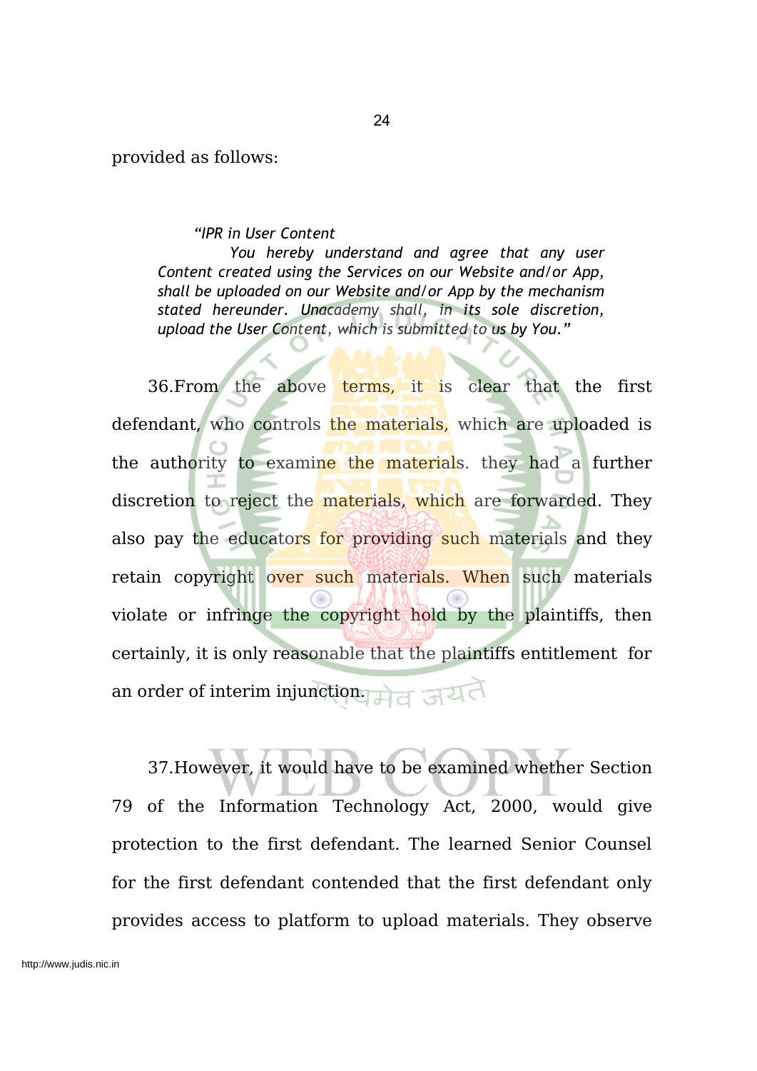provided as follows:

> *"IPR in User Content*
>
> *You hereby understand and agree that any user Content created using the Services on our Website and/or App, shall be uploaded on our Website and/or App by the mechanism stated hereunder. Unacademy shall, in its sole discretion, upload the User Content, which is submitted to us by You."*

36.From the above terms, it is clear that the first defendant, who controls the materials, which are uploaded is the authority to examine the materials. they had a further discretion to reject the materials, which are forwarded. They also pay the educators for providing such materials and they retain copyright over such materials. When such materials violate or infringe the copyright hold by the plaintiffs, then certainly, it is only reasonable that the plaintiffs entitlement for an order of interim injunction.

37.However, it would have to be examined whether Section 79 of the Information Technology Act, 2000, would give protection to the first defendant. The learned Senior Counsel for the first defendant contended that the first defendant only provides access to platform to upload materials. They observe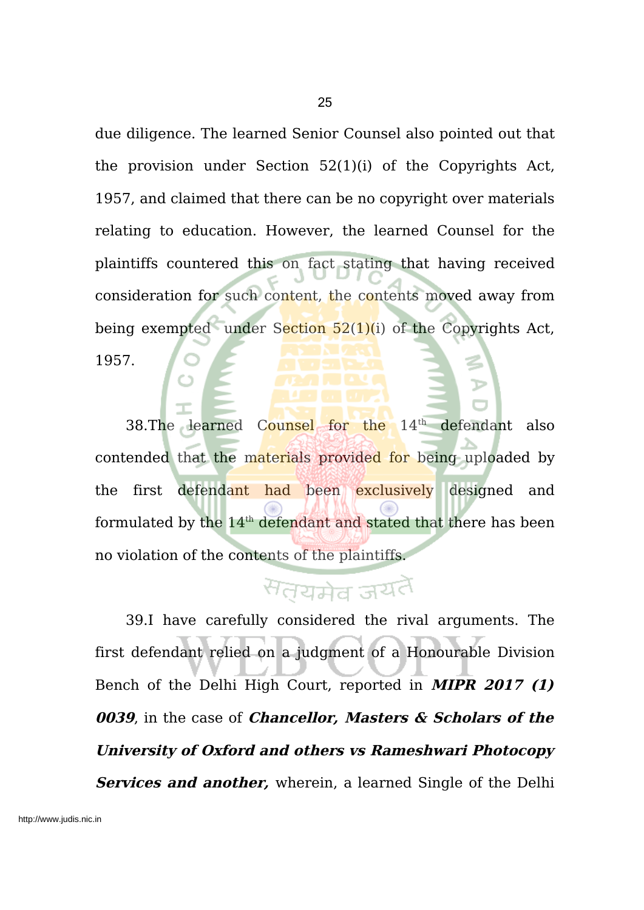due diligence. The learned Senior Counsel also pointed out that the provision under Section 52(1)(i) of the Copyrights Act, 1957, and claimed that there can be no copyright over materials relating to education. However, the learned Counsel for the plaintiffs countered this on fact stating that having received consideration for such content, the contents moved away from being exempted under Section 52(1)(i) of the Copyrights Act, 1957.

38.The learned Counsel for the 14th defendant also contended that the materials provided for being uploaded by the first defendant had been exclusively designed and formulated by the 14th defendant and stated that there has been no violation of the contents of the plaintiffs.

39.I have carefully considered the rival arguments. The first defendant relied on a judgment of a Honourable Division Bench of the Delhi High Court, reported in ***MIPR 2017 (1) 0039***, in the case of ***Chancellor, Masters & Scholars of the University of Oxford and others vs Rameshwari Photocopy Services and another,*** wherein, a learned Single of the Delhi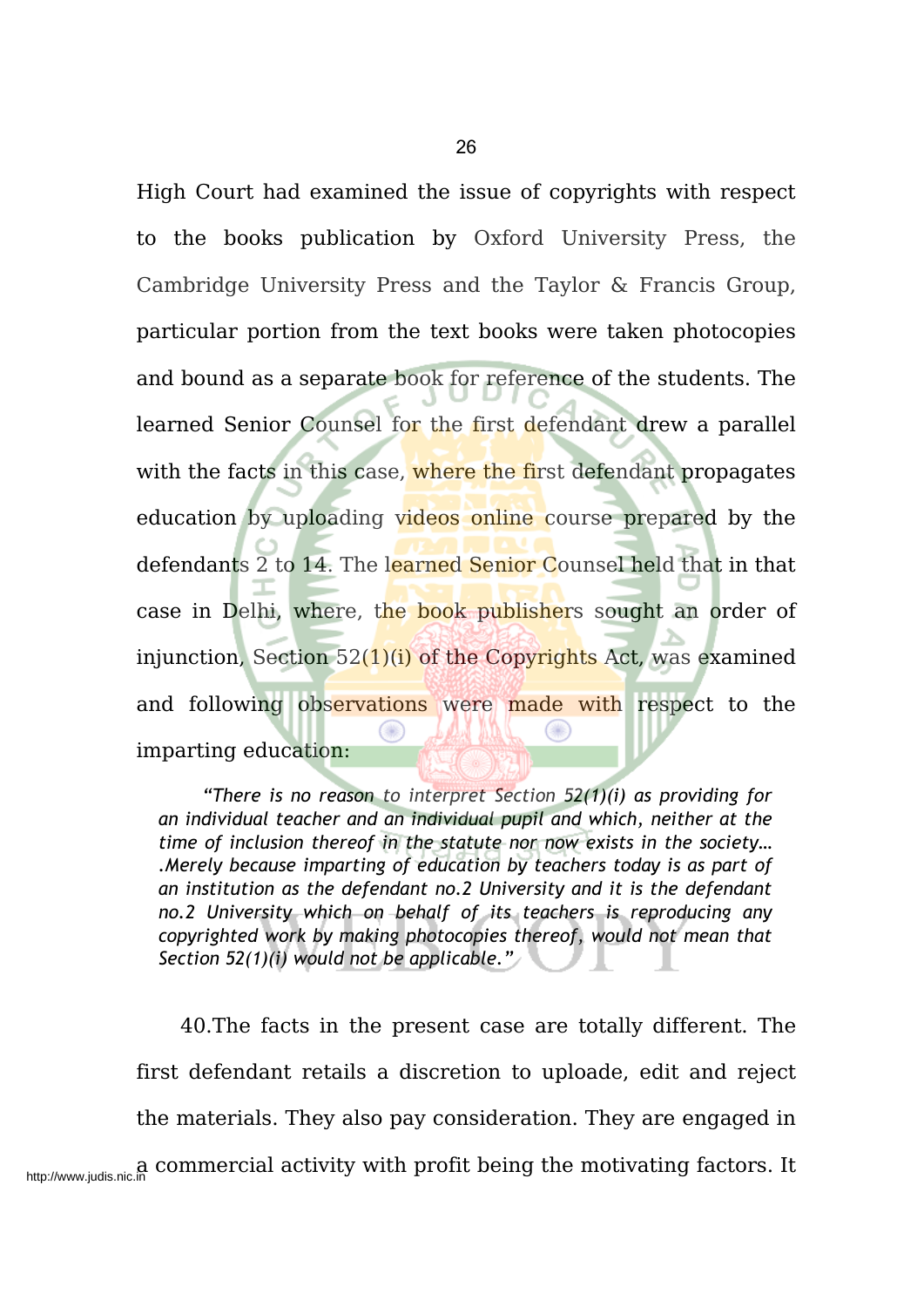High Court had examined the issue of copyrights with respect to the books publication by Oxford University Press, the Cambridge University Press and the Taylor & Francis Group, particular portion from the text books were taken photocopies and bound as a separate book for reference of the students. The learned Senior Counsel for the first defendant drew a parallel with the facts in this case, where the first defendant propagates education by uploading videos online course prepared by the defendants 2 to 14. The learned Senior Counsel held that in that case in Delhi, where, the book publishers sought an order of injunction, Section 52(1)(i) of the Copyrights Act, was examined and following observations were made with respect to the imparting education:

> *"There is no reason to interpret Section 52(1)(i) as providing for an individual teacher and an individual pupil and which, neither at the time of inclusion thereof in the statute nor now exists in the society… .Merely because imparting of education by teachers today is as part of an institution as the defendant no.2 University and it is the defendant no.2 University which on behalf of its teachers is reproducing any copyrighted work by making photocopies thereof, would not mean that Section 52(1)(i) would not be applicable."*

40.The facts in the present case are totally different. The first defendant retails a discretion to uploade, edit and reject the materials. They also pay consideration. They are engaged in a commercial activity with profit being the motivating factors. It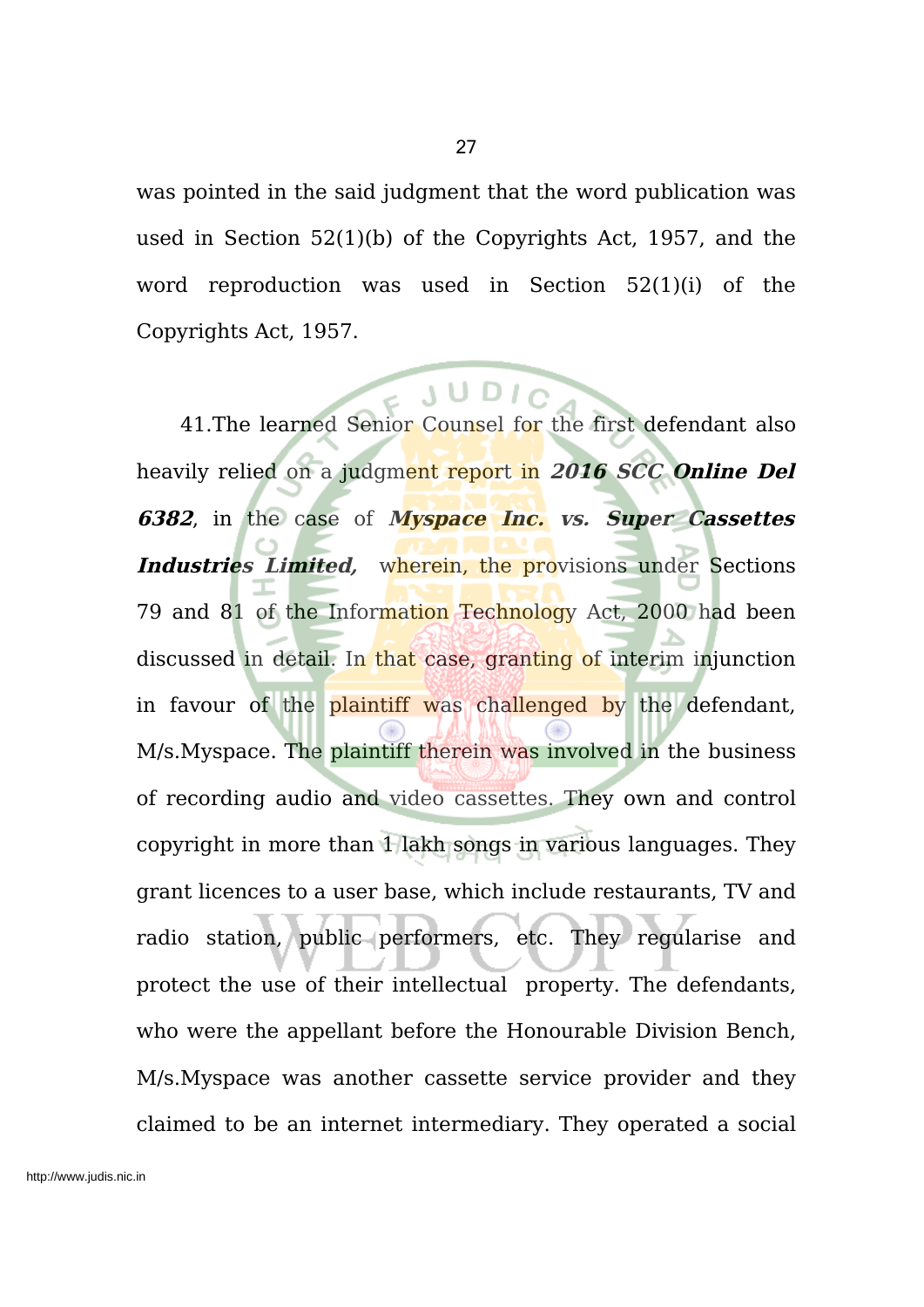was pointed in the said judgment that the word publication was used in Section 52(1)(b) of the Copyrights Act, 1957, and the word reproduction was used in Section 52(1)(i) of the Copyrights Act, 1957.

41.The learned Senior Counsel for the first defendant also heavily relied on a judgment report in ***2016 SCC Online Del 6382***, in the case of ***Myspace Inc. vs. Super Cassettes Industries Limited,*** wherein, the provisions under Sections 79 and 81 of the Information Technology Act, 2000 had been discussed in detail. In that case, granting of interim injunction in favour of the plaintiff was challenged by the defendant, M/s.Myspace. The plaintiff therein was involved in the business of recording audio and video cassettes. They own and control copyright in more than 1 lakh songs in various languages. They grant licences to a user base, which include restaurants, TV and radio station, public performers, etc. They regularise and protect the use of their intellectual property. The defendants, who were the appellant before the Honourable Division Bench, M/s.Myspace was another cassette service provider and they claimed to be an internet intermediary. They operated a social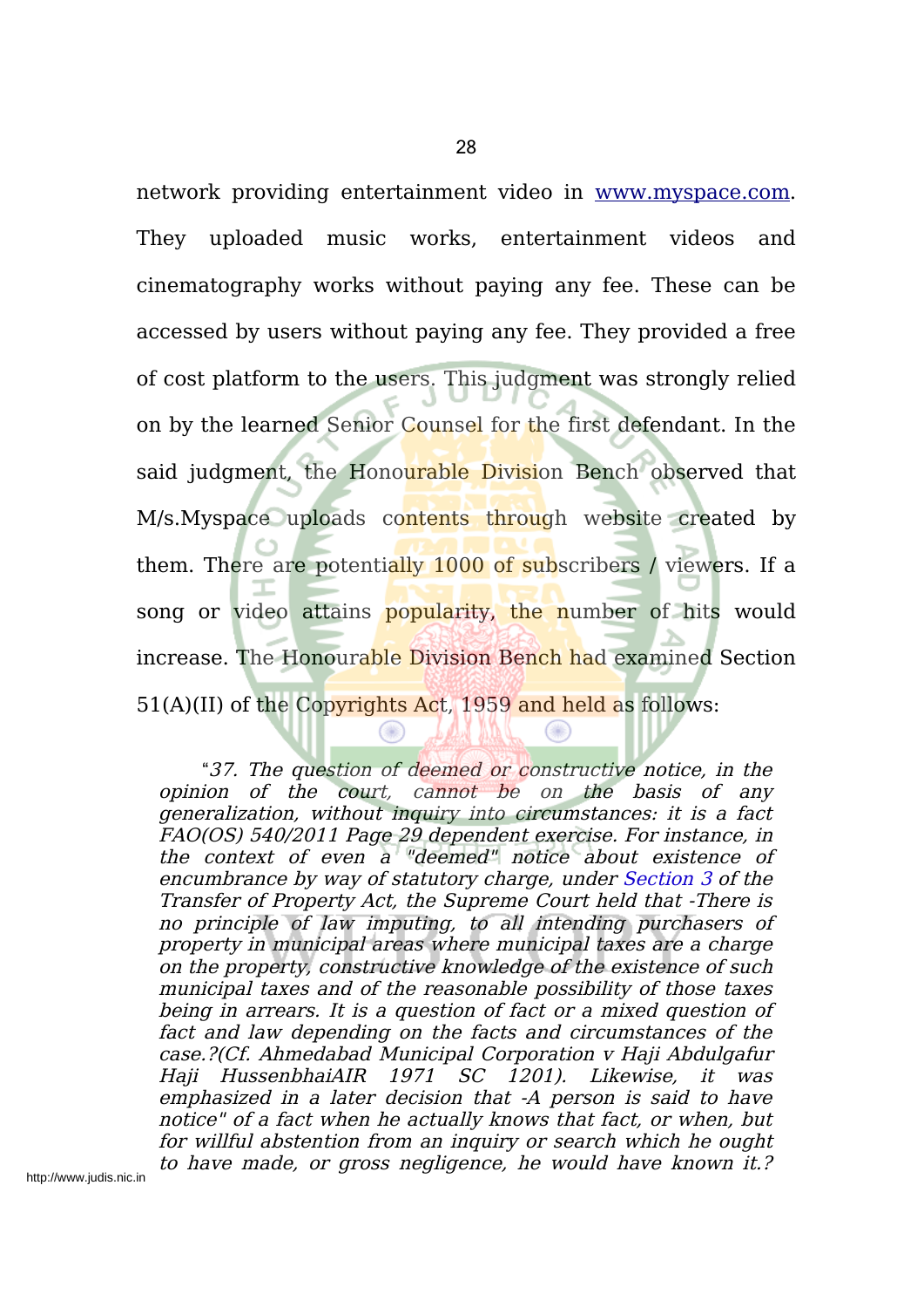network providing entertainment video in www.myspace.com. They uploaded music works, entertainment videos and cinematography works without paying any fee. These can be accessed by users without paying any fee. They provided a free of cost platform to the users. This judgment was strongly relied on by the learned Senior Counsel for the first defendant. In the said judgment, the Honourable Division Bench observed that M/s.Myspace uploads contents through website created by them. There are potentially 1000 of subscribers / viewers. If a song or video attains popularity, the number of hits would increase. The Honourable Division Bench had examined Section 51(A)(II) of the Copyrights Act, 1959 and held as follows:

> "*37. The question of deemed or constructive notice, in the opinion of the court, cannot be on the basis of any generalization, without inquiry into circumstances: it is a fact FAO(OS) 540/2011 Page 29 dependent exercise. For instance, in the context of even a "deemed" notice about existence of encumbrance by way of statutory charge, under Section 3 of the Transfer of Property Act, the Supreme Court held that -There is no principle of law imputing, to all intending purchasers of property in municipal areas where municipal taxes are a charge on the property, constructive knowledge of the existence of such municipal taxes and of the reasonable possibility of those taxes being in arrears. It is a question of fact or a mixed question of fact and law depending on the facts and circumstances of the case.?(Cf. Ahmedabad Municipal Corporation v Haji Abdulgafur Haji HussenbhaiAIR 1971 SC 1201). Likewise, it was emphasized in a later decision that -A person is said to have notice" of a fact when he actually knows that fact, or when, but for willful abstention from an inquiry or search which he ought to have made, or gross negligence, he would have known it.?*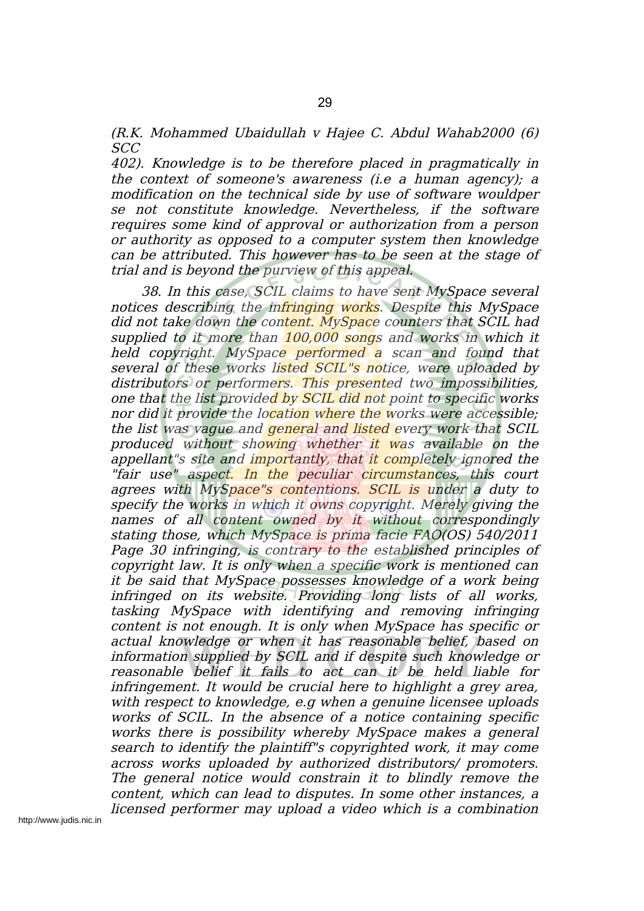*(R.K. Mohammed Ubaidullah v Hajee C. Abdul Wahab2000 (6) SCC 402). Knowledge is to be therefore placed in pragmatically in the context of someone's awareness (i.e a human agency); a modification on the technical side by use of software wouldper se not constitute knowledge. Nevertheless, if the software requires some kind of approval or authorization from a person or authority as opposed to a computer system then knowledge can be attributed. This however has to be seen at the stage of trial and is beyond the purview of this appeal.*

*38. In this case, SCIL claims to have sent MySpace several notices describing the infringing works. Despite this MySpace did not take down the content. MySpace counters that SCIL had supplied to it more than 100,000 songs and works in which it held copyright. MySpace performed a scan and found that several of these works listed SCIL"s notice, were uploaded by distributors or performers. This presented two impossibilities, one that the list provided by SCIL did not point to specific works nor did it provide the location where the works were accessible; the list was vague and general and listed every work that SCIL produced without showing whether it was available on the appellant"s site and importantly, that it completely ignored the "fair use" aspect. In the peculiar circumstances, this court agrees with MySpace"s contentions. SCIL is under a duty to specify the works in which it owns copyright. Merely giving the names of all content owned by it without correspondingly stating those, which MySpace is prima facie FAO(OS) 540/2011 Page 30 infringing, is contrary to the established principles of copyright law. It is only when a specific work is mentioned can it be said that MySpace possesses knowledge of a work being infringed on its website. Providing long lists of all works, tasking MySpace with identifying and removing infringing content is not enough. It is only when MySpace has specific or actual knowledge or when it has reasonable belief, based on information supplied by SCIL and if despite such knowledge or reasonable belief it fails to act can it be held liable for infringement. It would be crucial here to highlight a grey area, with respect to knowledge, e.g when a genuine licensee uploads works of SCIL. In the absence of a notice containing specific works there is possibility whereby MySpace makes a general search to identify the plaintiff"s copyrighted work, it may come across works uploaded by authorized distributors/ promoters. The general notice would constrain it to blindly remove the content, which can lead to disputes. In some other instances, a licensed performer may upload a video which is a combination*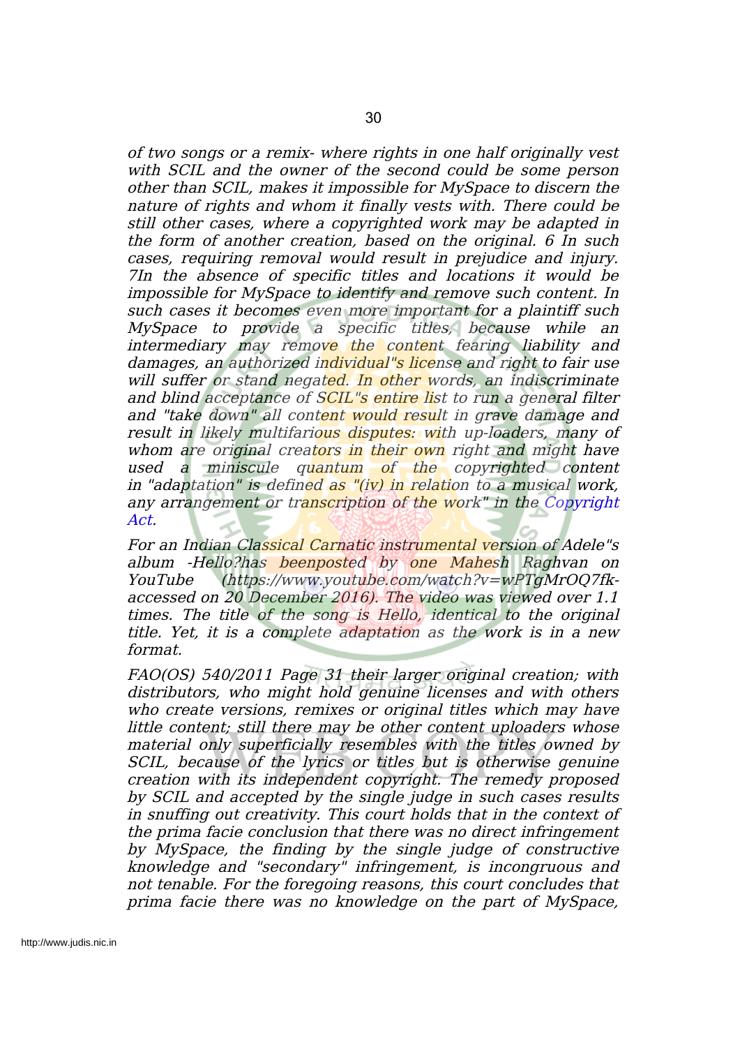*of two songs or a remix- where rights in one half originally vest with SCIL and the owner of the second could be some person other than SCIL, makes it impossible for MySpace to discern the nature of rights and whom it finally vests with. There could be still other cases, where a copyrighted work may be adapted in the form of another creation, based on the original. 6 In such cases, requiring removal would result in prejudice and injury. 7In the absence of specific titles and locations it would be impossible for MySpace to identify and remove such content. In such cases it becomes even more important for a plaintiff such MySpace to provide a specific titles, because while an intermediary may remove the content fearing liability and damages, an authorized individual"s license and right to fair use will suffer or stand negated. In other words, an indiscriminate and blind acceptance of SCIL"s entire list to run a general filter and "take down" all content would result in grave damage and result in likely multifarious disputes: with up-loaders, many of whom are original creators in their own right and might have used a miniscule quantum of the copyrighted content in "adaptation" is defined as "(iv) in relation to a musical work, any arrangement or transcription of the work" in the Copyright Act.*

*For an Indian Classical Carnatic instrumental version of Adele"s album -Hello?has beenposted by one Mahesh Raghvan on YouTube (https://www.youtube.com/watch?v=wPTgMrOQ7fk-accessed on 20 December 2016). The video was viewed over 1.1 times. The title of the song is Hello, identical to the original title. Yet, it is a complete adaptation as the work is in a new format.*

*FAO(OS) 540/2011 Page 31 their larger original creation; with distributors, who might hold genuine licenses and with others who create versions, remixes or original titles which may have little content; still there may be other content uploaders whose material only superficially resembles with the titles owned by SCIL, because of the lyrics or titles but is otherwise genuine creation with its independent copyright. The remedy proposed by SCIL and accepted by the single judge in such cases results in snuffing out creativity. This court holds that in the context of the prima facie conclusion that there was no direct infringement by MySpace, the finding by the single judge of constructive knowledge and "secondary" infringement, is incongruous and not tenable. For the foregoing reasons, this court concludes that prima facie there was no knowledge on the part of MySpace,*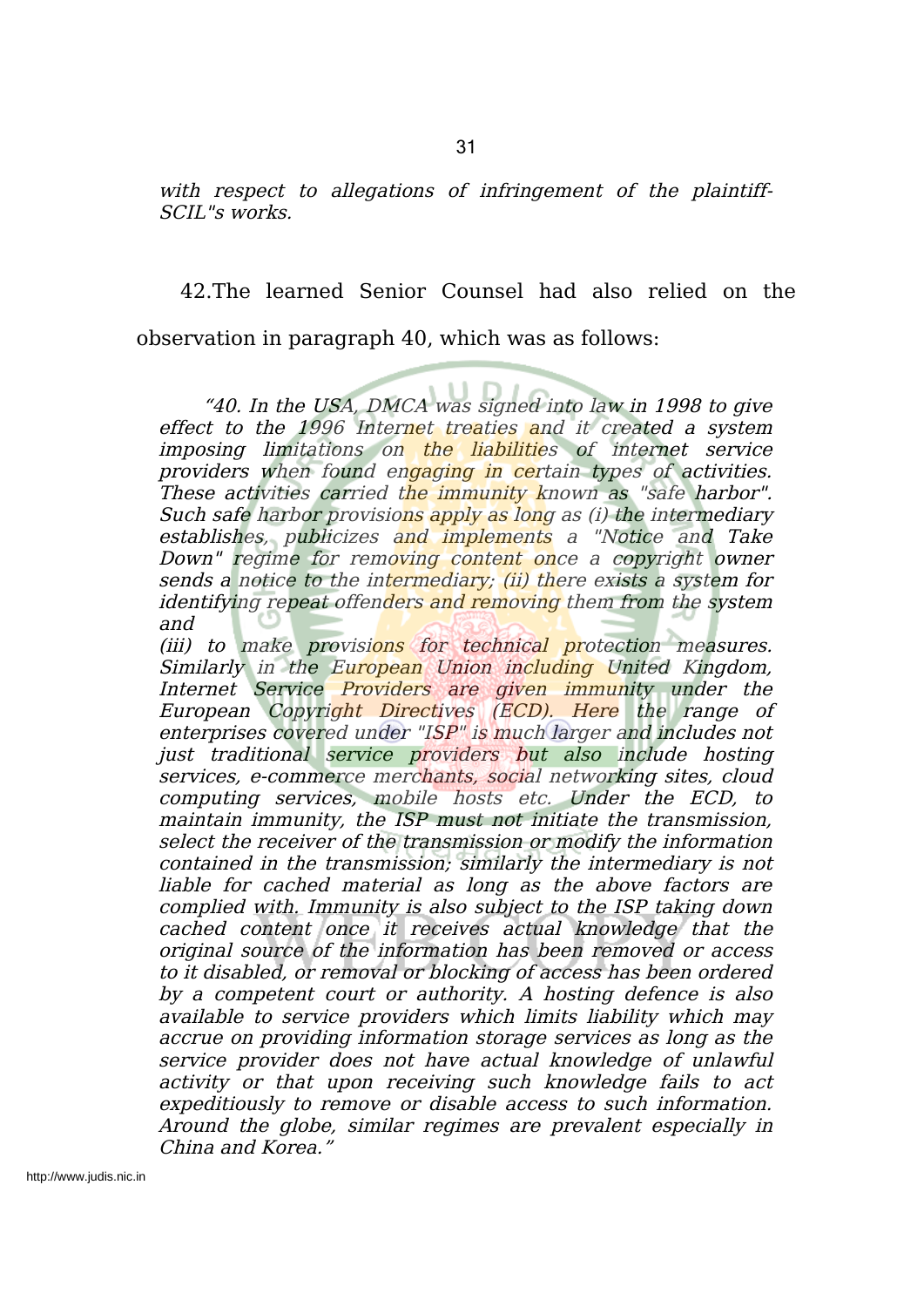*with respect to allegations of infringement of the plaintiff-SCIL"s works.*

42.The learned Senior Counsel had also relied on the observation in paragraph 40, which was as follows:

> *"40. In the USA, DMCA was signed into law in 1998 to give effect to the 1996 Internet treaties and it created a system imposing limitations on the liabilities of internet service providers when found engaging in certain types of activities. These activities carried the immunity known as "safe harbor". Such safe harbor provisions apply as long as (i) the intermediary establishes, publicizes and implements a "Notice and Take Down" regime for removing content once a copyright owner sends a notice to the intermediary; (ii) there exists a system for identifying repeat offenders and removing them from the system and*
> *(iii) to make provisions for technical protection measures. Similarly in the European Union including United Kingdom, Internet Service Providers are given immunity under the European Copyright Directives (ECD). Here the range of enterprises covered under "ISP" is much larger and includes not just traditional service providers but also include hosting services, e-commerce merchants, social networking sites, cloud computing services, mobile hosts etc. Under the ECD, to maintain immunity, the ISP must not initiate the transmission, select the receiver of the transmission or modify the information contained in the transmission; similarly the intermediary is not liable for cached material as long as the above factors are complied with. Immunity is also subject to the ISP taking down cached content once it receives actual knowledge that the original source of the information has been removed or access to it disabled, or removal or blocking of access has been ordered by a competent court or authority. A hosting defence is also available to service providers which limits liability which may accrue on providing information storage services as long as the service provider does not have actual knowledge of unlawful activity or that upon receiving such knowledge fails to act expeditiously to remove or disable access to such information. Around the globe, similar regimes are prevalent especially in China and Korea."*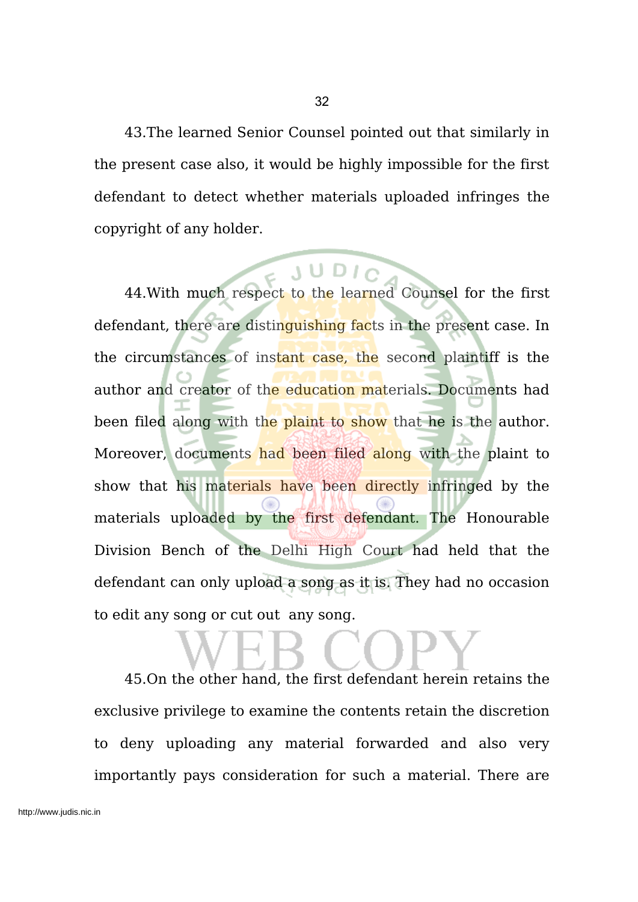43.The learned Senior Counsel pointed out that similarly in the present case also, it would be highly impossible for the first defendant to detect whether materials uploaded infringes the copyright of any holder.

44.With much respect to the learned Counsel for the first defendant, there are distinguishing facts in the present case. In the circumstances of instant case, the second plaintiff is the author and creator of the education materials. Documents had been filed along with the plaint to show that he is the author. Moreover, documents had been filed along with the plaint to show that his materials have been directly infringed by the materials uploaded by the first defendant. The Honourable Division Bench of the Delhi High Court had held that the defendant can only upload a song as it is. They had no occasion to edit any song or cut out any song.

45.On the other hand, the first defendant herein retains the exclusive privilege to examine the contents retain the discretion to deny uploading any material forwarded and also very importantly pays consideration for such a material. There are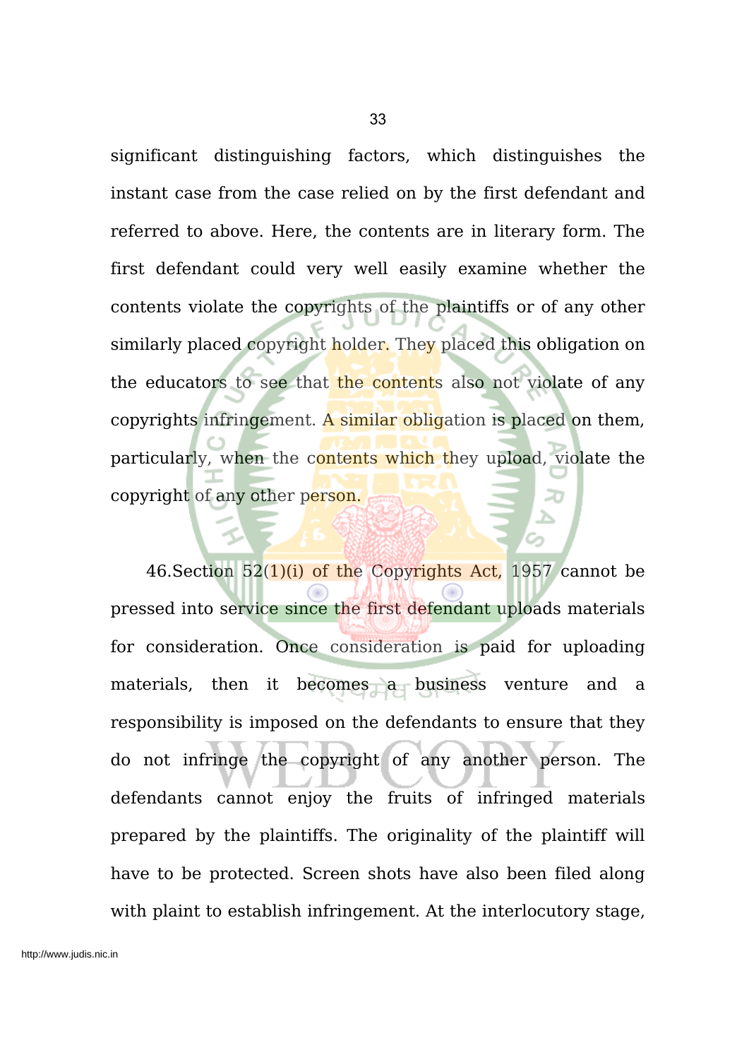significant distinguishing factors, which distinguishes the instant case from the case relied on by the first defendant and referred to above. Here, the contents are in literary form. The first defendant could very well easily examine whether the contents violate the copyrights of the plaintiffs or of any other similarly placed copyright holder. They placed this obligation on the educators to see that the contents also not violate of any copyrights infringement. A similar obligation is placed on them, particularly, when the contents which they upload, violate the copyright of any other person.

46.Section 52(1)(i) of the Copyrights Act, 1957 cannot be pressed into service since the first defendant uploads materials for consideration. Once consideration is paid for uploading materials, then it becomes a business venture and a responsibility is imposed on the defendants to ensure that they do not infringe the copyright of any another person. The defendants cannot enjoy the fruits of infringed materials prepared by the plaintiffs. The originality of the plaintiff will have to be protected. Screen shots have also been filed along with plaint to establish infringement. At the interlocutory stage,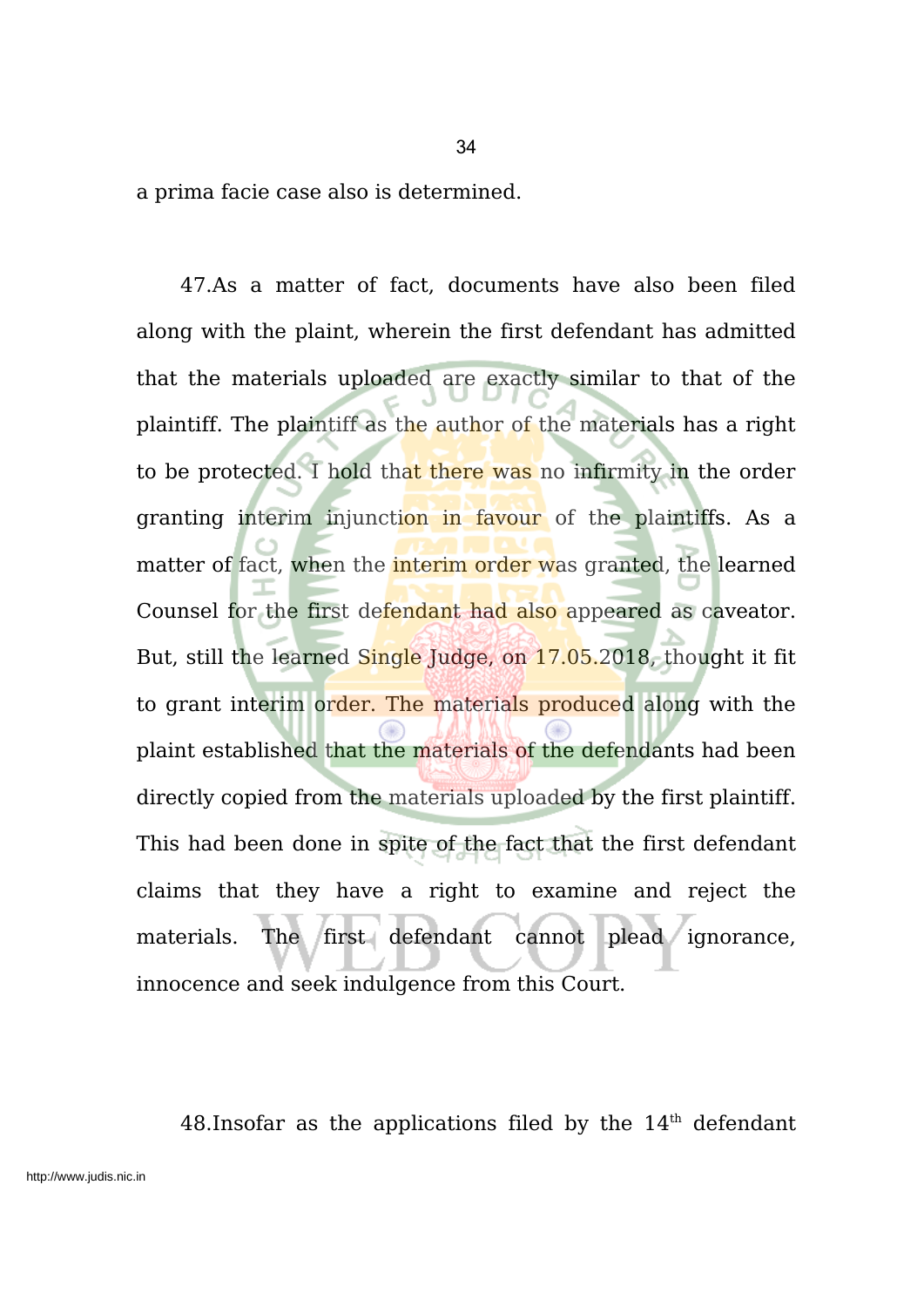a prima facie case also is determined.

47.As a matter of fact, documents have also been filed along with the plaint, wherein the first defendant has admitted that the materials uploaded are exactly similar to that of the plaintiff. The plaintiff as the author of the materials has a right to be protected. I hold that there was no infirmity in the order granting interim injunction in favour of the plaintiffs. As a matter of fact, when the interim order was granted, the learned Counsel for the first defendant had also appeared as caveator. But, still the learned Single Judge, on 17.05.2018, thought it fit to grant interim order. The materials produced along with the plaint established that the materials of the defendants had been directly copied from the materials uploaded by the first plaintiff. This had been done in spite of the fact that the first defendant claims that they have a right to examine and reject the materials. The first defendant cannot plead ignorance, innocence and seek indulgence from this Court.

48.Insofar as the applications filed by the 14th defendant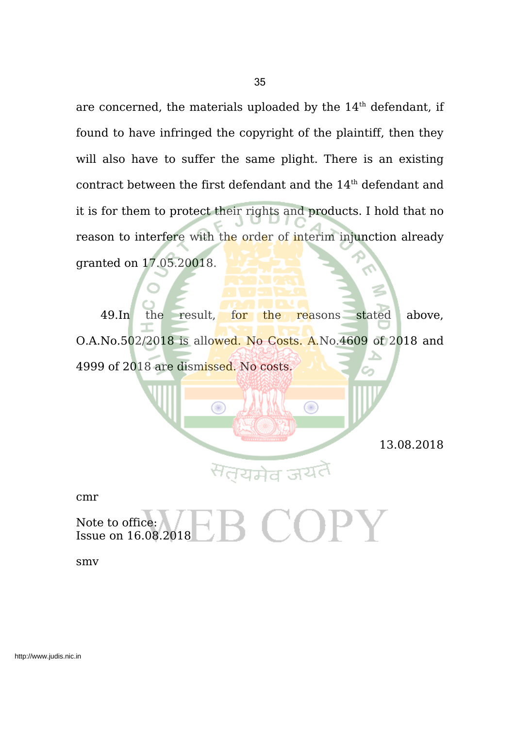are concerned, the materials uploaded by the 14th defendant, if found to have infringed the copyright of the plaintiff, then they will also have to suffer the same plight. There is an existing contract between the first defendant and the 14th defendant and it is for them to protect their rights and products. I hold that no reason to interfere with the order of interim injunction already granted on 17.05.20018.

49.In the result, for the reasons stated above, O.A.No.502/2018 is allowed. No Costs. A.No.4609 of 2018 and 4999 of 2018 are dismissed. No costs.

13.08.2018

cmr

Note to office:
Issue on 16.08.2018

smv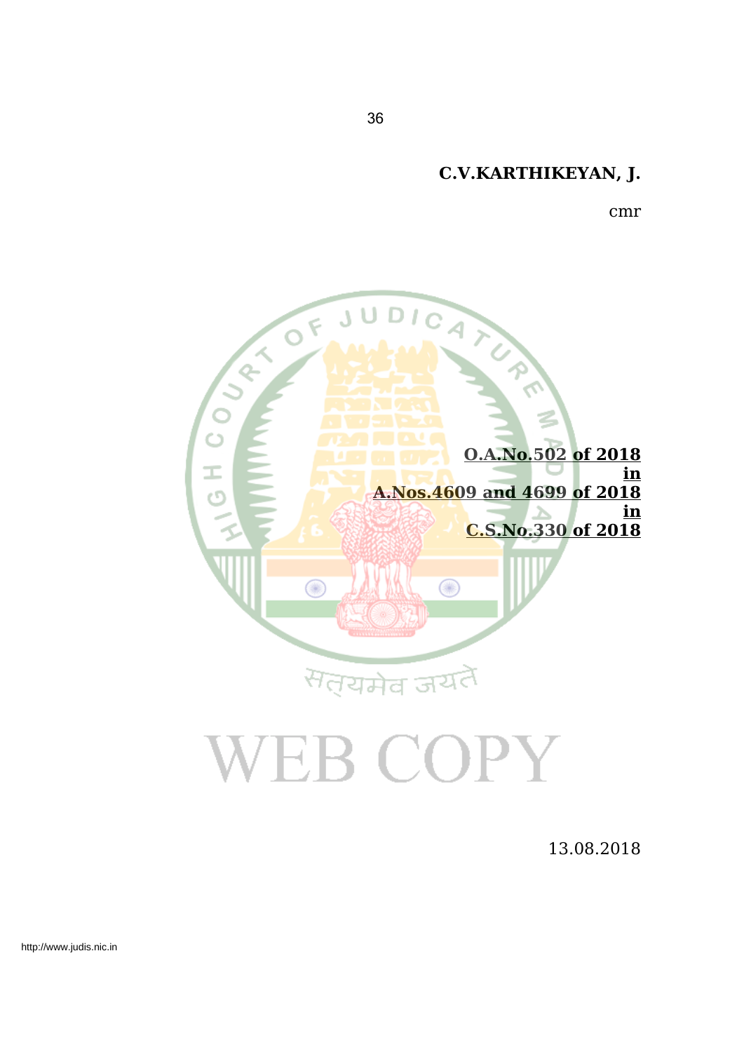**C.V.KARTHIKEYAN, J.**

cmr

**O.A.No.502 of 2018**
**in**
**A.Nos.4609 and 4699 of 2018**
**in**
**C.S.No.330 of 2018**

13.08.2018